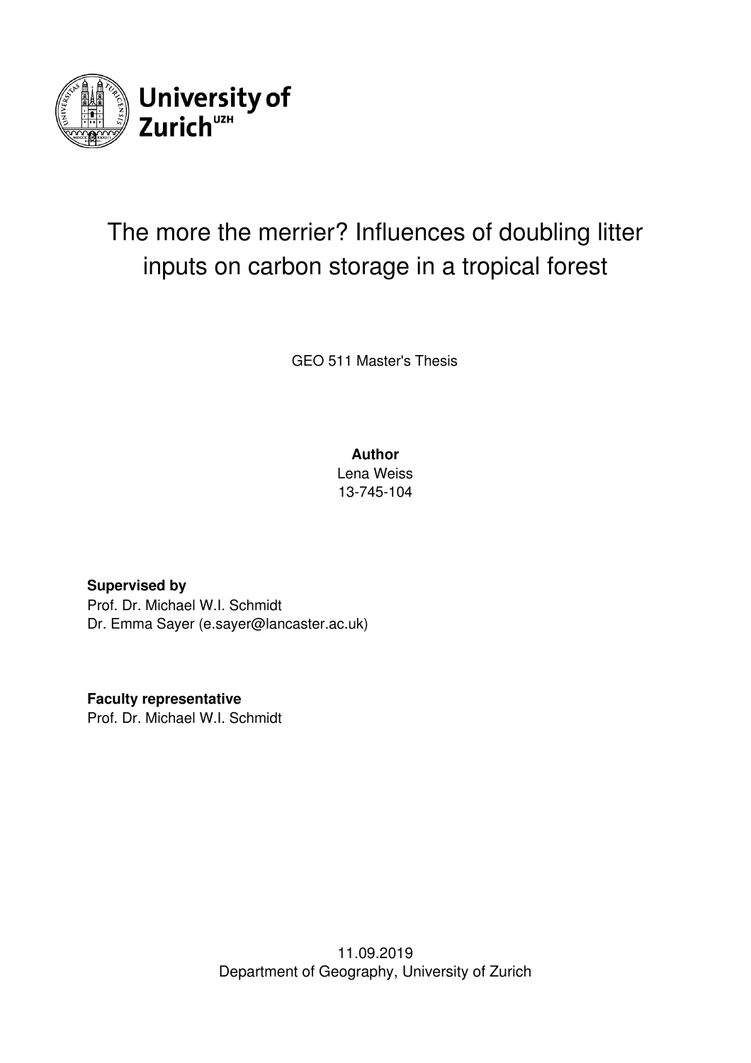University of Zurich[UZH]

# The more the merrier? Influences of doubling litter inputs on carbon storage in a tropical forest

GEO 511 Master's Thesis

**Author**
Lena Weiss
13-745-104

**Supervised by**
Prof. Dr. Michael W.I. Schmidt
Dr. Emma Sayer (e.sayer@lancaster.ac.uk)

**Faculty representative**
Prof. Dr. Michael W.I. Schmidt

11.09.2019
Department of Geography, University of Zurich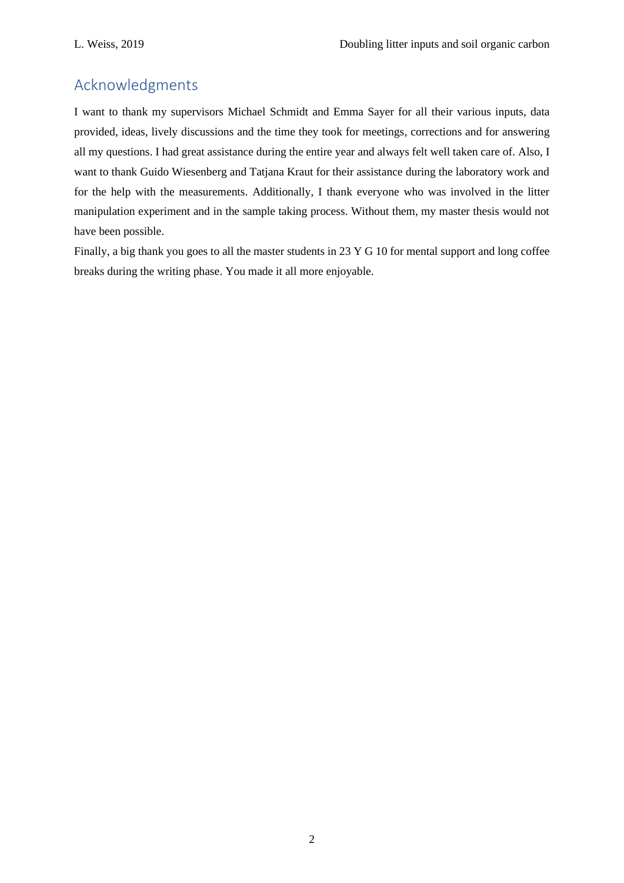## Acknowledgments

I want to thank my supervisors Michael Schmidt and Emma Sayer for all their various inputs, data provided, ideas, lively discussions and the time they took for meetings, corrections and for answering all my questions. I had great assistance during the entire year and always felt well taken care of. Also, I want to thank Guido Wiesenberg and Tatjana Kraut for their assistance during the laboratory work and for the help with the measurements. Additionally, I thank everyone who was involved in the litter manipulation experiment and in the sample taking process. Without them, my master thesis would not have been possible.

Finally, a big thank you goes to all the master students in 23 Y G 10 for mental support and long coffee breaks during the writing phase. You made it all more enjoyable.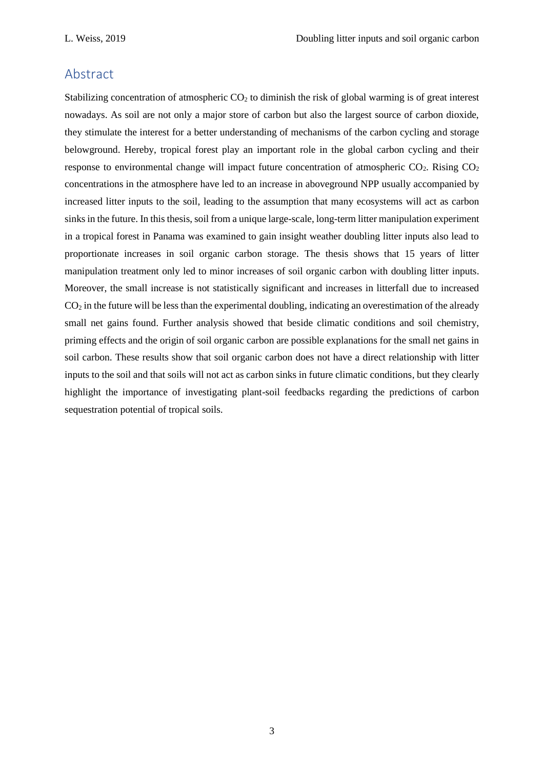## Abstract

Stabilizing concentration of atmospheric $CO_2$ to diminish the risk of global warming is of great interest nowadays. As soil are not only a major store of carbon but also the largest source of carbon dioxide, they stimulate the interest for a better understanding of mechanisms of the carbon cycling and storage belowground. Hereby, tropical forest play an important role in the global carbon cycling and their response to environmental change will impact future concentration of atmospheric $CO_2$. Rising $CO_2$ concentrations in the atmosphere have led to an increase in aboveground NPP usually accompanied by increased litter inputs to the soil, leading to the assumption that many ecosystems will act as carbon sinks in the future. In this thesis, soil from a unique large-scale, long-term litter manipulation experiment in a tropical forest in Panama was examined to gain insight weather doubling litter inputs also lead to proportionate increases in soil organic carbon storage. The thesis shows that 15 years of litter manipulation treatment only led to minor increases of soil organic carbon with doubling litter inputs. Moreover, the small increase is not statistically significant and increases in litterfall due to increased $CO_2$ in the future will be less than the experimental doubling, indicating an overestimation of the already small net gains found. Further analysis showed that beside climatic conditions and soil chemistry, priming effects and the origin of soil organic carbon are possible explanations for the small net gains in soil carbon. These results show that soil organic carbon does not have a direct relationship with litter inputs to the soil and that soils will not act as carbon sinks in future climatic conditions, but they clearly highlight the importance of investigating plant-soil feedbacks regarding the predictions of carbon sequestration potential of tropical soils.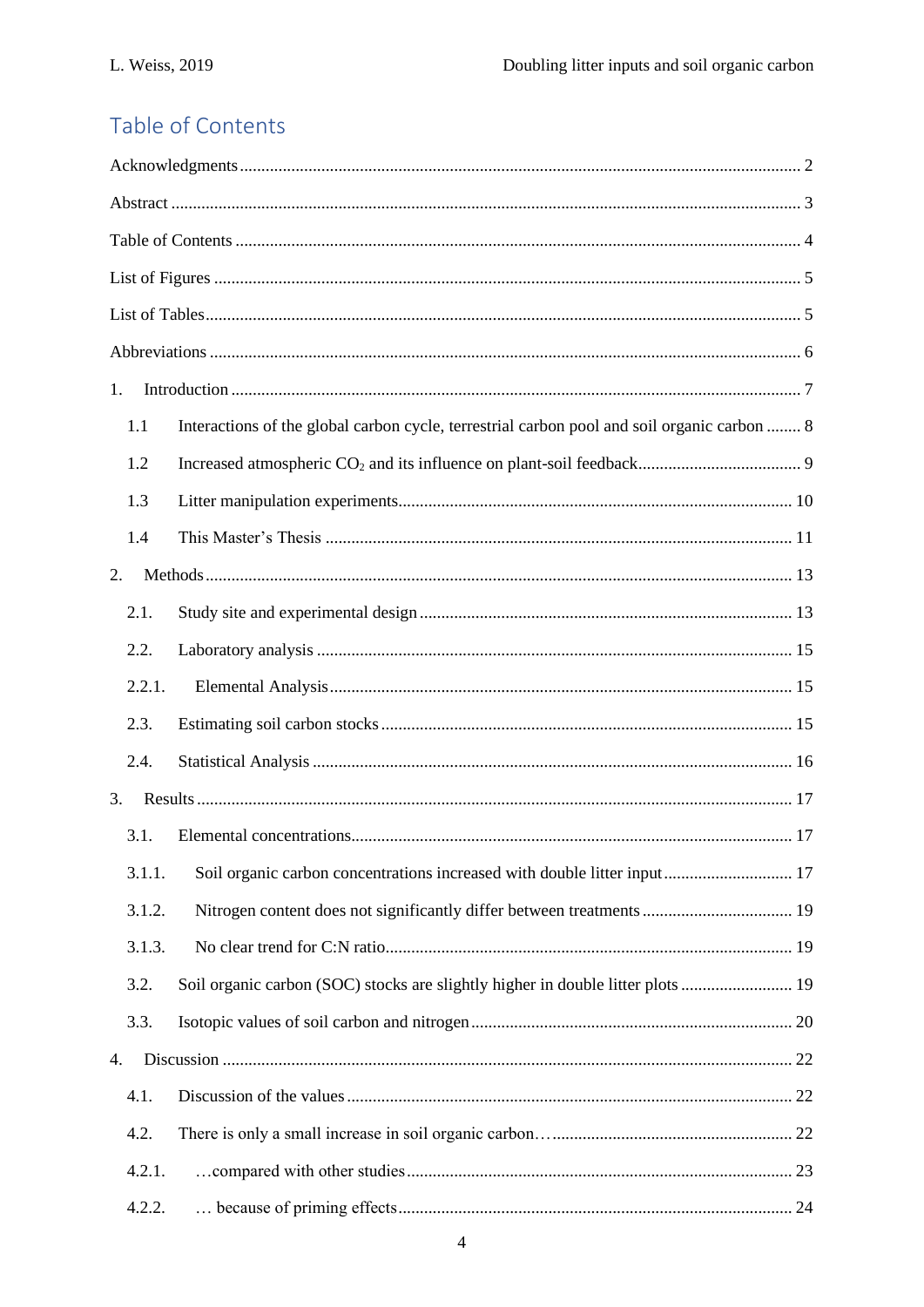# Table of Contents

Acknowledgments ........................................................................................................................ 2

Abstract ........................................................................................................................................ 3

Table of Contents ........................................................................................................................ 4

List of Figures ............................................................................................................................. 5

List of Tables ............................................................................................................................... 5

Abbreviations .............................................................................................................................. 6

1. Introduction ............................................................................................................................. 7

1.1 Interactions of the global carbon cycle, terrestrial carbon pool and soil organic carbon ........ 8

1.2 Increased atmospheric $CO_2$ and its influence on plant-soil feedback ..................................... 9

1.3 Litter manipulation experiments .......................................................................................... 10

1.4 This Master's Thesis ............................................................................................................ 11

2. Methods ................................................................................................................................. 13

2.1. Study site and experimental design ..................................................................................... 13

2.2. Laboratory analysis ............................................................................................................. 15

2.2.1. Elemental Analysis .......................................................................................................... 15

2.3. Estimating soil carbon stocks .............................................................................................. 15

2.4. Statistical Analysis .............................................................................................................. 16

3. Results ................................................................................................................................... 17

3.1. Elemental concentrations ..................................................................................................... 17

3.1.1. Soil organic carbon concentrations increased with double litter input ............................ 17

3.1.2. Nitrogen content does not significantly differ between treatments ................................. 19

3.1.3. No clear trend for C:N ratio ............................................................................................. 19

3.2. Soil organic carbon (SOC) stocks are slightly higher in double litter plots .......................... 19

3.3. Isotopic values of soil carbon and nitrogen .......................................................................... 20

4. Discussion .............................................................................................................................. 22

4.1. Discussion of the values ...................................................................................................... 22

4.2. There is only a small increase in soil organic carbon… ........................................................ 22

4.2.1. …compared with other studies ........................................................................................ 23

4.2.2. … because of priming effects .......................................................................................... 24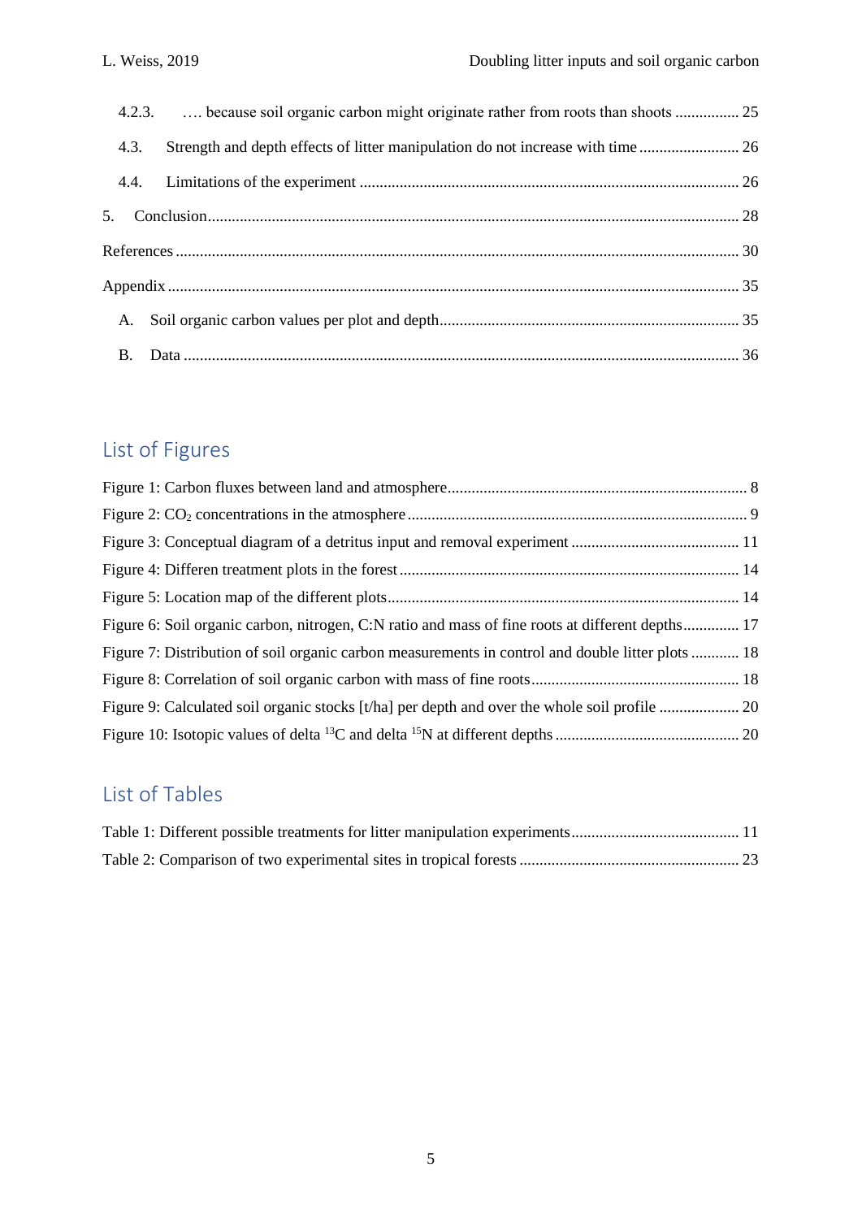4.2.3. …. because soil organic carbon might originate rather from roots than shoots ................ 25

4.3. Strength and depth effects of litter manipulation do not increase with time ......................... 26

4.4. Limitations of the experiment ............................................................................................. 26

5. Conclusion .................................................................................................................................. 28

References ......................................................................................................................................... 30

Appendix ........................................................................................................................................... 35

A. Soil organic carbon values per plot and depth .......................................................................... 35

B. Data ........................................................................................................................................ 36

## List of Figures

Figure 1: Carbon fluxes between land and atmosphere .......................................................................... 8

Figure 2: $CO_2$ concentrations in the atmosphere .................................................................................... 9

Figure 3: Conceptual diagram of a detritus input and removal experiment .......................................... 11

Figure 4: Differen treatment plots in the forest .................................................................................... 14

Figure 5: Location map of the different plots ........................................................................................ 14

Figure 6: Soil organic carbon, nitrogen, C:N ratio and mass of fine roots at different depths .............. 17

Figure 7: Distribution of soil organic carbon measurements in control and double litter plots ............ 18

Figure 8: Correlation of soil organic carbon with mass of fine roots ................................................... 18

Figure 9: Calculated soil organic stocks [t/ha] per depth and over the whole soil profile .................... 20

Figure 10: Isotopic values of delta $^{13}C$ and delta $^{15}N$ at different depths ............................................. 20

## List of Tables

Table 1: Different possible treatments for litter manipulation experiments .......................................... 11

Table 2: Comparison of two experimental sites in tropical forests ...................................................... 23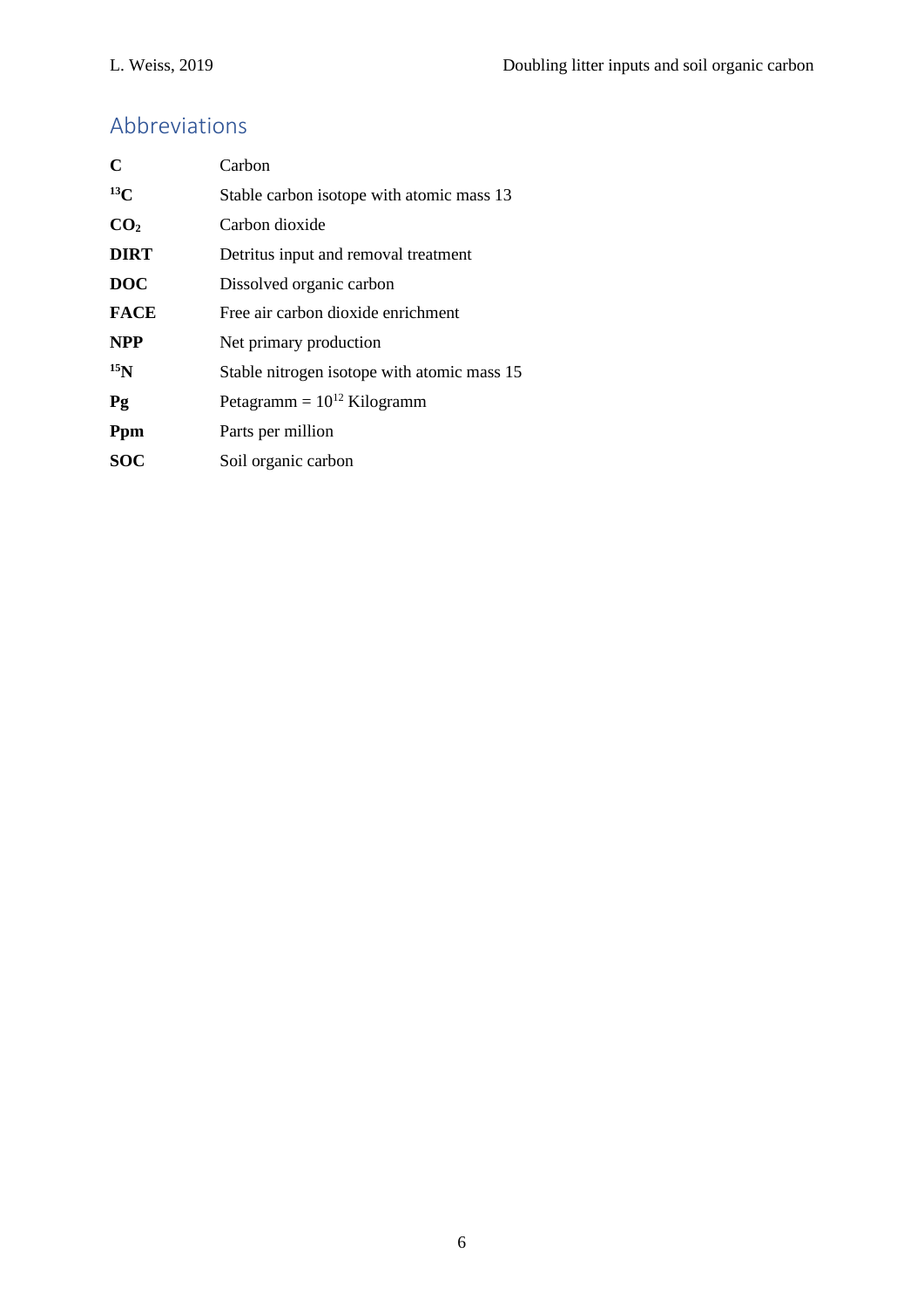## Abbreviations

| | |
|---|---|
| **C** | Carbon |
| **$^{13}C$** | Stable carbon isotope with atomic mass 13 |
| **$CO_2$** | Carbon dioxide |
| **DIRT** | Detritus input and removal treatment |
| **DOC** | Dissolved organic carbon |
| **FACE** | Free air carbon dioxide enrichment |
| **NPP** | Net primary production |
| **$^{15}N$** | Stable nitrogen isotope with atomic mass 15 |
| **Pg** | Petagramm = $10^{12}$ Kilogramm |
| **Ppm** | Parts per million |
| **SOC** | Soil organic carbon |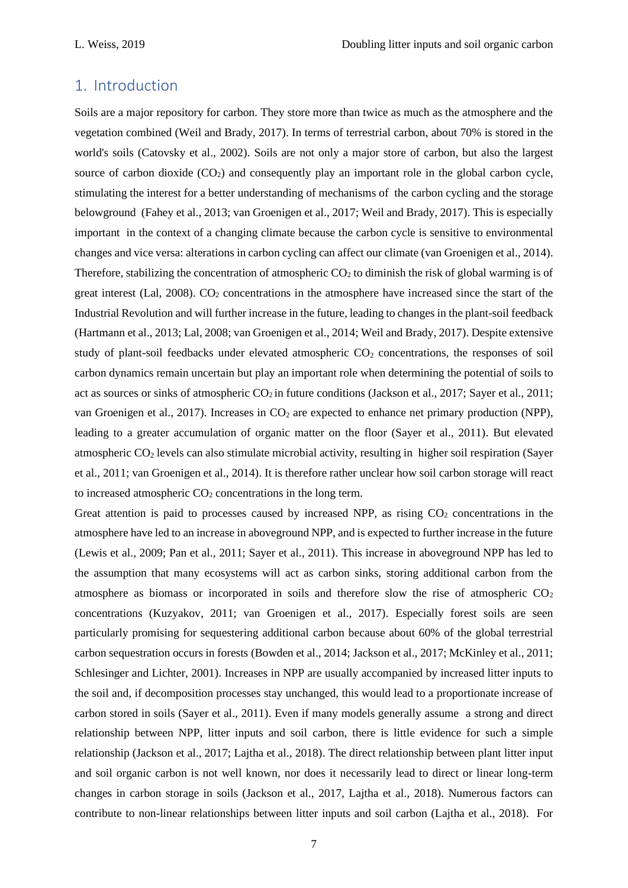## 1. Introduction

Soils are a major repository for carbon. They store more than twice as much as the atmosphere and the vegetation combined (Weil and Brady, 2017). In terms of terrestrial carbon, about 70% is stored in the world's soils (Catovsky et al., 2002). Soils are not only a major store of carbon, but also the largest source of carbon dioxide ($CO_2$) and consequently play an important role in the global carbon cycle, stimulating the interest for a better understanding of mechanisms of the carbon cycling and the storage belowground (Fahey et al., 2013; van Groenigen et al., 2017; Weil and Brady, 2017). This is especially important in the context of a changing climate because the carbon cycle is sensitive to environmental changes and vice versa: alterations in carbon cycling can affect our climate (van Groenigen et al., 2014). Therefore, stabilizing the concentration of atmospheric $CO_2$ to diminish the risk of global warming is of great interest (Lal, 2008). $CO_2$ concentrations in the atmosphere have increased since the start of the Industrial Revolution and will further increase in the future, leading to changes in the plant-soil feedback (Hartmann et al., 2013; Lal, 2008; van Groenigen et al., 2014; Weil and Brady, 2017). Despite extensive study of plant-soil feedbacks under elevated atmospheric $CO_2$ concentrations, the responses of soil carbon dynamics remain uncertain but play an important role when determining the potential of soils to act as sources or sinks of atmospheric $CO_2$ in future conditions (Jackson et al., 2017; Sayer et al., 2011; van Groenigen et al., 2017). Increases in $CO_2$ are expected to enhance net primary production (NPP), leading to a greater accumulation of organic matter on the floor (Sayer et al., 2011). But elevated atmospheric $CO_2$ levels can also stimulate microbial activity, resulting in higher soil respiration (Sayer et al., 2011; van Groenigen et al., 2014). It is therefore rather unclear how soil carbon storage will react to increased atmospheric $CO_2$ concentrations in the long term.

Great attention is paid to processes caused by increased NPP, as rising $CO_2$ concentrations in the atmosphere have led to an increase in aboveground NPP, and is expected to further increase in the future (Lewis et al., 2009; Pan et al., 2011; Sayer et al., 2011). This increase in aboveground NPP has led to the assumption that many ecosystems will act as carbon sinks, storing additional carbon from the atmosphere as biomass or incorporated in soils and therefore slow the rise of atmospheric $CO_2$ concentrations (Kuzyakov, 2011; van Groenigen et al., 2017). Especially forest soils are seen particularly promising for sequestering additional carbon because about 60% of the global terrestrial carbon sequestration occurs in forests (Bowden et al., 2014; Jackson et al., 2017; McKinley et al., 2011; Schlesinger and Lichter, 2001). Increases in NPP are usually accompanied by increased litter inputs to the soil and, if decomposition processes stay unchanged, this would lead to a proportionate increase of carbon stored in soils (Sayer et al., 2011). Even if many models generally assume a strong and direct relationship between NPP, litter inputs and soil carbon, there is little evidence for such a simple relationship (Jackson et al., 2017; Lajtha et al., 2018). The direct relationship between plant litter input and soil organic carbon is not well known, nor does it necessarily lead to direct or linear long-term changes in carbon storage in soils (Jackson et al., 2017, Lajtha et al., 2018). Numerous factors can contribute to non-linear relationships between litter inputs and soil carbon (Lajtha et al., 2018). For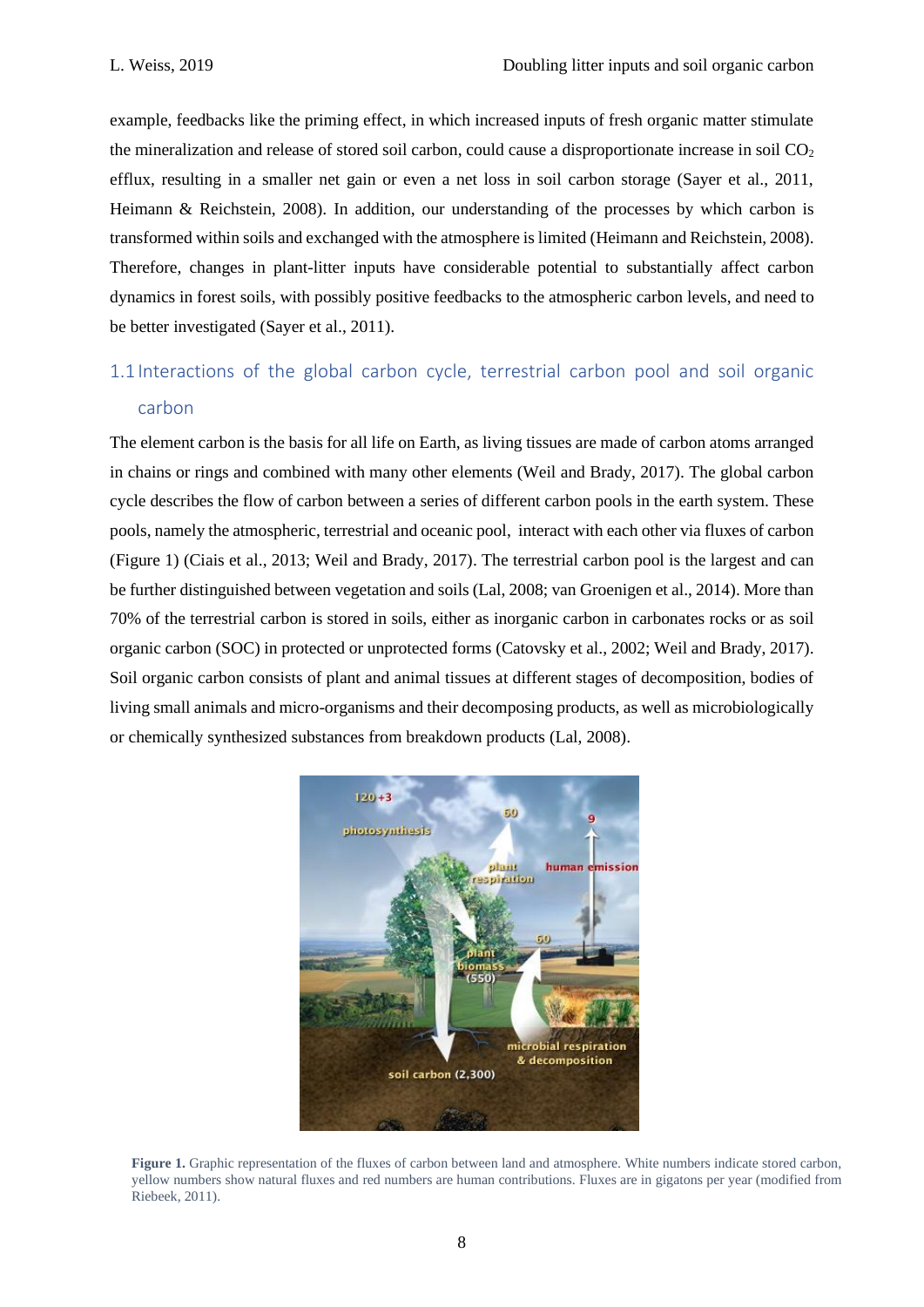example, feedbacks like the priming effect, in which increased inputs of fresh organic matter stimulate the mineralization and release of stored soil carbon, could cause a disproportionate increase in soil $CO_2$ efflux, resulting in a smaller net gain or even a net loss in soil carbon storage (Sayer et al., 2011, Heimann & Reichstein, 2008). In addition, our understanding of the processes by which carbon is transformed within soils and exchanged with the atmosphere is limited (Heimann and Reichstein, 2008). Therefore, changes in plant-litter inputs have considerable potential to substantially affect carbon dynamics in forest soils, with possibly positive feedbacks to the atmospheric carbon levels, and need to be better investigated (Sayer et al., 2011).

## 1.1 Interactions of the global carbon cycle, terrestrial carbon pool and soil organic carbon

The element carbon is the basis for all life on Earth, as living tissues are made of carbon atoms arranged in chains or rings and combined with many other elements (Weil and Brady, 2017). The global carbon cycle describes the flow of carbon between a series of different carbon pools in the earth system. These pools, namely the atmospheric, terrestrial and oceanic pool, interact with each other via fluxes of carbon (Figure 1) (Ciais et al., 2013; Weil and Brady, 2017). The terrestrial carbon pool is the largest and can be further distinguished between vegetation and soils (Lal, 2008; van Groenigen et al., 2014). More than 70% of the terrestrial carbon is stored in soils, either as inorganic carbon in carbonates rocks or as soil organic carbon (SOC) in protected or unprotected forms (Catovsky et al., 2002; Weil and Brady, 2017). Soil organic carbon consists of plant and animal tissues at different stages of decomposition, bodies of living small animals and micro-organisms and their decomposing products, as well as microbiologically or chemically synthesized substances from breakdown products (Lal, 2008).

**Figure 1.** Graphic representation of the fluxes of carbon between land and atmosphere. White numbers indicate stored carbon, yellow numbers show natural fluxes and red numbers are human contributions. Fluxes are in gigatons per year (modified from Riebeek, 2011).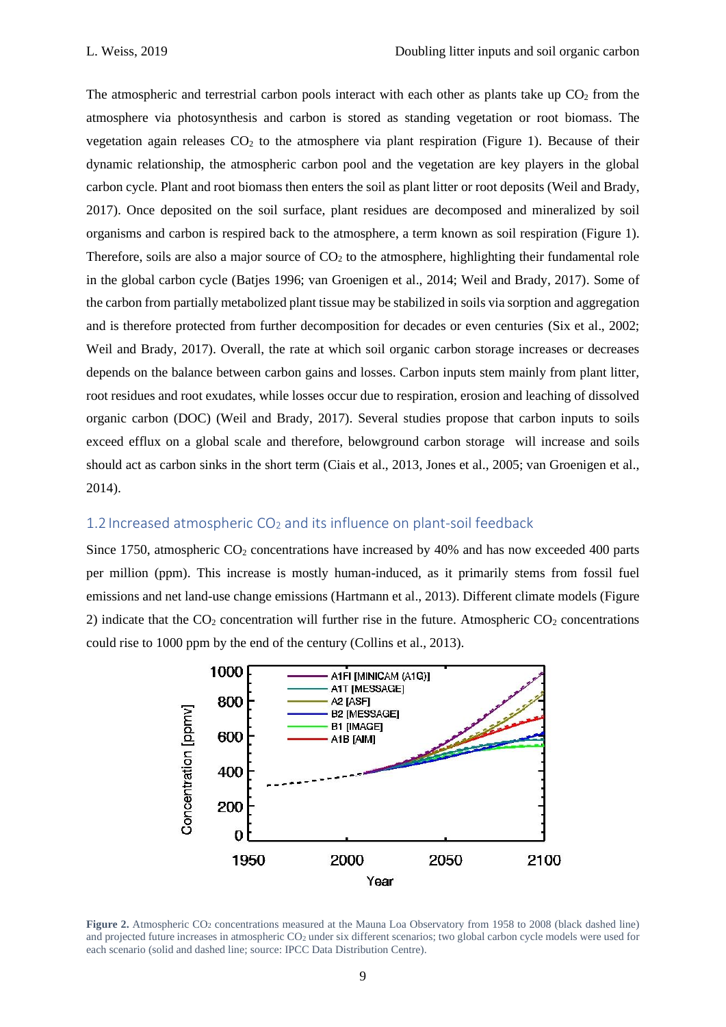The atmospheric and terrestrial carbon pools interact with each other as plants take up $CO_2$ from the atmosphere via photosynthesis and carbon is stored as standing vegetation or root biomass. The vegetation again releases $CO_2$ to the atmosphere via plant respiration (Figure 1). Because of their dynamic relationship, the atmospheric carbon pool and the vegetation are key players in the global carbon cycle. Plant and root biomass then enters the soil as plant litter or root deposits (Weil and Brady, 2017). Once deposited on the soil surface, plant residues are decomposed and mineralized by soil organisms and carbon is respired back to the atmosphere, a term known as soil respiration (Figure 1). Therefore, soils are also a major source of $CO_2$ to the atmosphere, highlighting their fundamental role in the global carbon cycle (Batjes 1996; van Groenigen et al., 2014; Weil and Brady, 2017). Some of the carbon from partially metabolized plant tissue may be stabilized in soils via sorption and aggregation and is therefore protected from further decomposition for decades or even centuries (Six et al., 2002; Weil and Brady, 2017). Overall, the rate at which soil organic carbon storage increases or decreases depends on the balance between carbon gains and losses. Carbon inputs stem mainly from plant litter, root residues and root exudates, while losses occur due to respiration, erosion and leaching of dissolved organic carbon (DOC) (Weil and Brady, 2017). Several studies propose that carbon inputs to soils exceed efflux on a global scale and therefore, belowground carbon storage will increase and soils should act as carbon sinks in the short term (Ciais et al., 2013, Jones et al., 2005; van Groenigen et al., 2014).

## 1.2 Increased atmospheric $CO_2$ and its influence on plant-soil feedback

Since 1750, atmospheric $CO_2$ concentrations have increased by 40% and has now exceeded 400 parts per million (ppm). This increase is mostly human-induced, as it primarily stems from fossil fuel emissions and net land-use change emissions (Hartmann et al., 2013). Different climate models (Figure 2) indicate that the $CO_2$ concentration will further rise in the future. Atmospheric $CO_2$ concentrations could rise to 1000 ppm by the end of the century (Collins et al., 2013).

**Figure 2.** Atmospheric $CO_2$ concentrations measured at the Mauna Loa Observatory from 1958 to 2008 (black dashed line) and projected future increases in atmospheric $CO_2$ under six different scenarios; two global carbon cycle models were used for each scenario (solid and dashed line; source: IPCC Data Distribution Centre).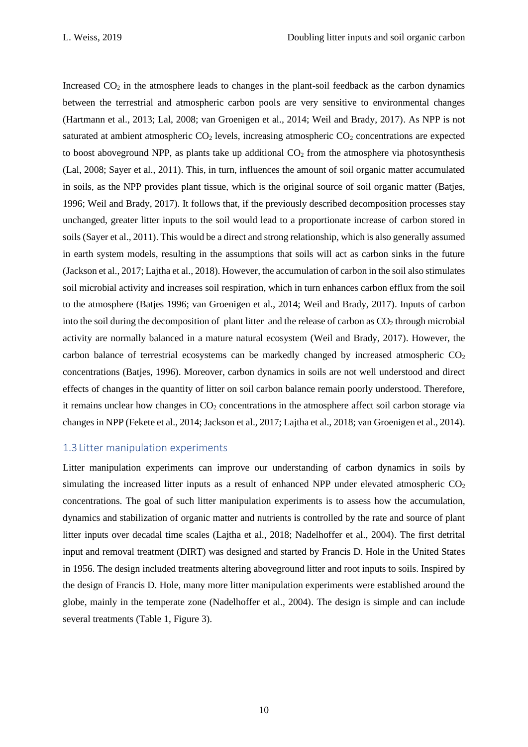Increased $CO_2$ in the atmosphere leads to changes in the plant-soil feedback as the carbon dynamics between the terrestrial and atmospheric carbon pools are very sensitive to environmental changes (Hartmann et al., 2013; Lal, 2008; van Groenigen et al., 2014; Weil and Brady, 2017). As NPP is not saturated at ambient atmospheric $CO_2$ levels, increasing atmospheric $CO_2$ concentrations are expected to boost aboveground NPP, as plants take up additional $CO_2$ from the atmosphere via photosynthesis (Lal, 2008; Sayer et al., 2011). This, in turn, influences the amount of soil organic matter accumulated in soils, as the NPP provides plant tissue, which is the original source of soil organic matter (Batjes, 1996; Weil and Brady, 2017). It follows that, if the previously described decomposition processes stay unchanged, greater litter inputs to the soil would lead to a proportionate increase of carbon stored in soils (Sayer et al., 2011). This would be a direct and strong relationship, which is also generally assumed in earth system models, resulting in the assumptions that soils will act as carbon sinks in the future (Jackson et al., 2017; Lajtha et al., 2018). However, the accumulation of carbon in the soil also stimulates soil microbial activity and increases soil respiration, which in turn enhances carbon efflux from the soil to the atmosphere (Batjes 1996; van Groenigen et al., 2014; Weil and Brady, 2017). Inputs of carbon into the soil during the decomposition of plant litter and the release of carbon as $CO_2$ through microbial activity are normally balanced in a mature natural ecosystem (Weil and Brady, 2017). However, the carbon balance of terrestrial ecosystems can be markedly changed by increased atmospheric $CO_2$ concentrations (Batjes, 1996). Moreover, carbon dynamics in soils are not well understood and direct effects of changes in the quantity of litter on soil carbon balance remain poorly understood. Therefore, it remains unclear how changes in $CO_2$ concentrations in the atmosphere affect soil carbon storage via changes in NPP (Fekete et al., 2014; Jackson et al., 2017; Lajtha et al., 2018; van Groenigen et al., 2014).

## 1.3 Litter manipulation experiments

Litter manipulation experiments can improve our understanding of carbon dynamics in soils by simulating the increased litter inputs as a result of enhanced NPP under elevated atmospheric $CO_2$ concentrations. The goal of such litter manipulation experiments is to assess how the accumulation, dynamics and stabilization of organic matter and nutrients is controlled by the rate and source of plant litter inputs over decadal time scales (Lajtha et al., 2018; Nadelhoffer et al., 2004). The first detrital input and removal treatment (DIRT) was designed and started by Francis D. Hole in the United States in 1956. The design included treatments altering aboveground litter and root inputs to soils. Inspired by the design of Francis D. Hole, many more litter manipulation experiments were established around the globe, mainly in the temperate zone (Nadelhoffer et al., 2004). The design is simple and can include several treatments (Table 1, Figure 3).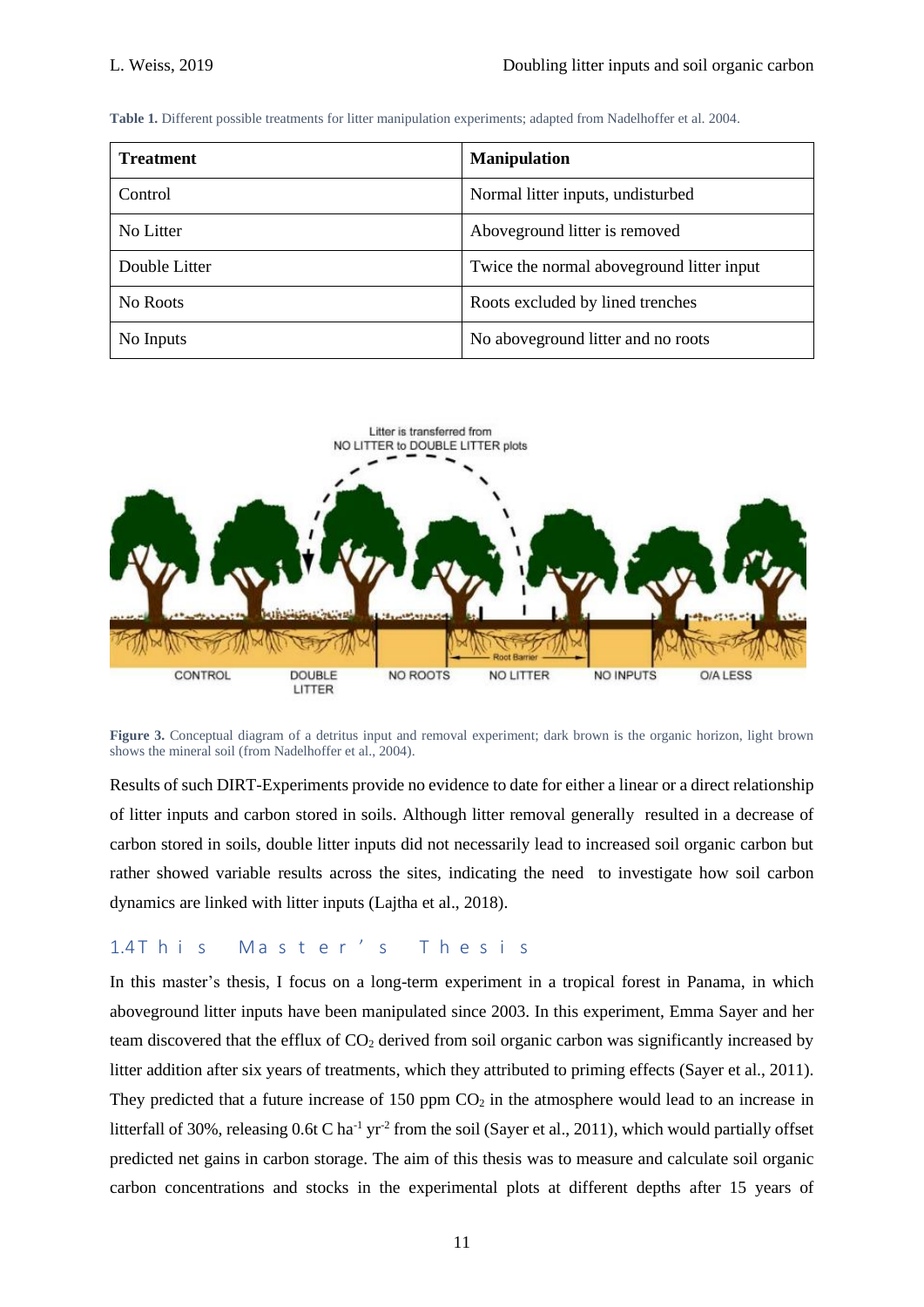**Table 1.** Different possible treatments for litter manipulation experiments; adapted from Nadelhoffer et al. 2004.

| Treatment | Manipulation |
|---|---|
| Control | Normal litter inputs, undisturbed |
| No Litter | Aboveground litter is removed |
| Double Litter | Twice the normal aboveground litter input |
| No Roots | Roots excluded by lined trenches |
| No Inputs | No aboveground litter and no roots |

**Figure 3.** Conceptual diagram of a detritus input and removal experiment; dark brown is the organic horizon, light brown shows the mineral soil (from Nadelhoffer et al., 2004).

Results of such DIRT-Experiments provide no evidence to date for either a linear or a direct relationship of litter inputs and carbon stored in soils. Although litter removal generally resulted in a decrease of carbon stored in soils, double litter inputs did not necessarily lead to increased soil organic carbon but rather showed variable results across the sites, indicating the need to investigate how soil carbon dynamics are linked with litter inputs (Lajtha et al., 2018).

## 1.4 This Master's Thesis

In this master's thesis, I focus on a long-term experiment in a tropical forest in Panama, in which aboveground litter inputs have been manipulated since 2003. In this experiment, Emma Sayer and her team discovered that the efflux of $CO_2$ derived from soil organic carbon was significantly increased by litter addition after six years of treatments, which they attributed to priming effects (Sayer et al., 2011). They predicted that a future increase of 150 ppm $CO_2$ in the atmosphere would lead to an increase in litterfall of 30%, releasing 0.6t C $ha^{-1}$ $yr^{-2}$ from the soil (Sayer et al., 2011), which would partially offset predicted net gains in carbon storage. The aim of this thesis was to measure and calculate soil organic carbon concentrations and stocks in the experimental plots at different depths after 15 years of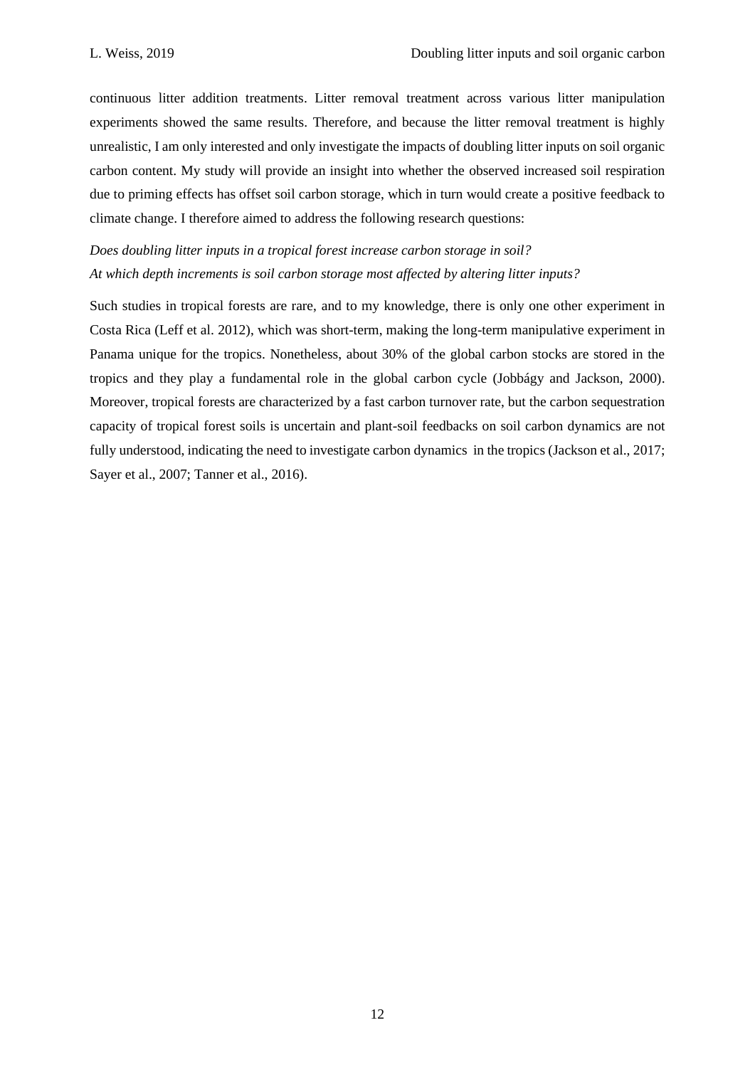continuous litter addition treatments. Litter removal treatment across various litter manipulation experiments showed the same results. Therefore, and because the litter removal treatment is highly unrealistic, I am only interested and only investigate the impacts of doubling litter inputs on soil organic carbon content. My study will provide an insight into whether the observed increased soil respiration due to priming effects has offset soil carbon storage, which in turn would create a positive feedback to climate change. I therefore aimed to address the following research questions:

*Does doubling litter inputs in a tropical forest increase carbon storage in soil?*
*At which depth increments is soil carbon storage most affected by altering litter inputs?*

Such studies in tropical forests are rare, and to my knowledge, there is only one other experiment in Costa Rica (Leff et al. 2012), which was short-term, making the long-term manipulative experiment in Panama unique for the tropics. Nonetheless, about 30% of the global carbon stocks are stored in the tropics and they play a fundamental role in the global carbon cycle (Jobbágy and Jackson, 2000). Moreover, tropical forests are characterized by a fast carbon turnover rate, but the carbon sequestration capacity of tropical forest soils is uncertain and plant-soil feedbacks on soil carbon dynamics are not fully understood, indicating the need to investigate carbon dynamics in the tropics (Jackson et al., 2017; Sayer et al., 2007; Tanner et al., 2016).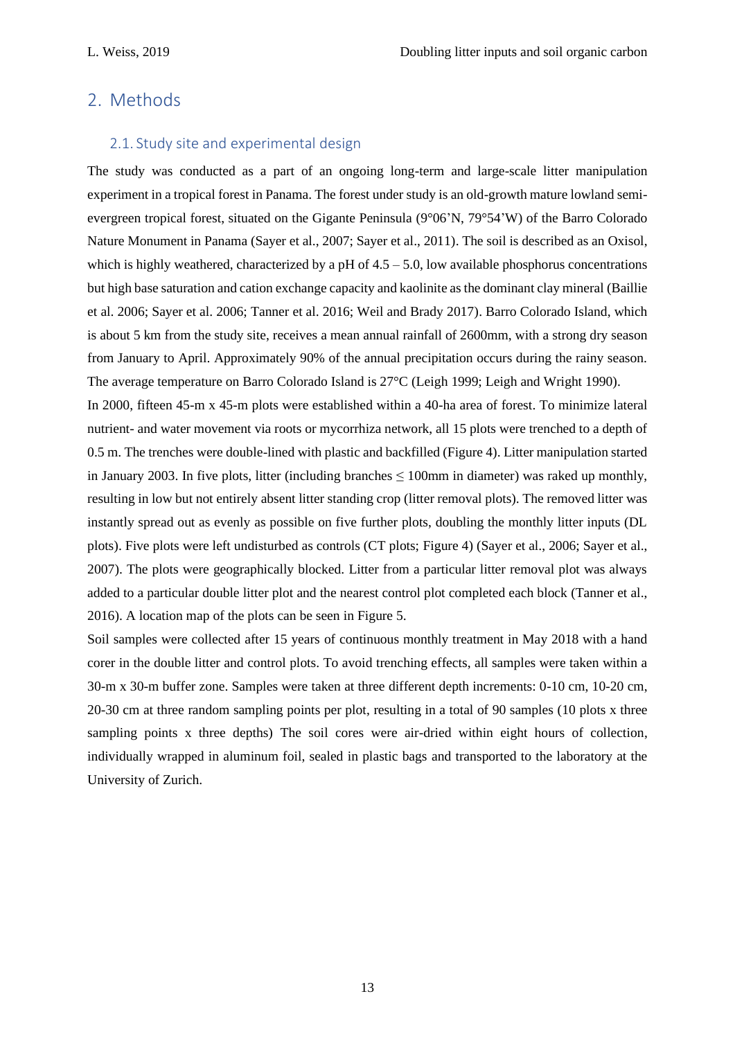## 2. Methods

### 2.1. Study site and experimental design

The study was conducted as a part of an ongoing long-term and large-scale litter manipulation experiment in a tropical forest in Panama. The forest under study is an old-growth mature lowland semi-evergreen tropical forest, situated on the Gigante Peninsula (9°06'N, 79°54'W) of the Barro Colorado Nature Monument in Panama (Sayer et al., 2007; Sayer et al., 2011). The soil is described as an Oxisol, which is highly weathered, characterized by a pH of 4.5 – 5.0, low available phosphorus concentrations but high base saturation and cation exchange capacity and kaolinite as the dominant clay mineral (Baillie et al. 2006; Sayer et al. 2006; Tanner et al. 2016; Weil and Brady 2017). Barro Colorado Island, which is about 5 km from the study site, receives a mean annual rainfall of 2600mm, with a strong dry season from January to April. Approximately 90% of the annual precipitation occurs during the rainy season. The average temperature on Barro Colorado Island is 27°C (Leigh 1999; Leigh and Wright 1990).

In 2000, fifteen 45-m x 45-m plots were established within a 40-ha area of forest. To minimize lateral nutrient- and water movement via roots or mycorrhiza network, all 15 plots were trenched to a depth of 0.5 m. The trenches were double-lined with plastic and backfilled (Figure 4). Litter manipulation started in January 2003. In five plots, litter (including branches ≤ 100mm in diameter) was raked up monthly, resulting in low but not entirely absent litter standing crop (litter removal plots). The removed litter was instantly spread out as evenly as possible on five further plots, doubling the monthly litter inputs (DL plots). Five plots were left undisturbed as controls (CT plots; Figure 4) (Sayer et al., 2006; Sayer et al., 2007). The plots were geographically blocked. Litter from a particular litter removal plot was always added to a particular double litter plot and the nearest control plot completed each block (Tanner et al., 2016). A location map of the plots can be seen in Figure 5.

Soil samples were collected after 15 years of continuous monthly treatment in May 2018 with a hand corer in the double litter and control plots. To avoid trenching effects, all samples were taken within a 30-m x 30-m buffer zone. Samples were taken at three different depth increments: 0-10 cm, 10-20 cm, 20-30 cm at three random sampling points per plot, resulting in a total of 90 samples (10 plots x three sampling points x three depths) The soil cores were air-dried within eight hours of collection, individually wrapped in aluminum foil, sealed in plastic bags and transported to the laboratory at the University of Zurich.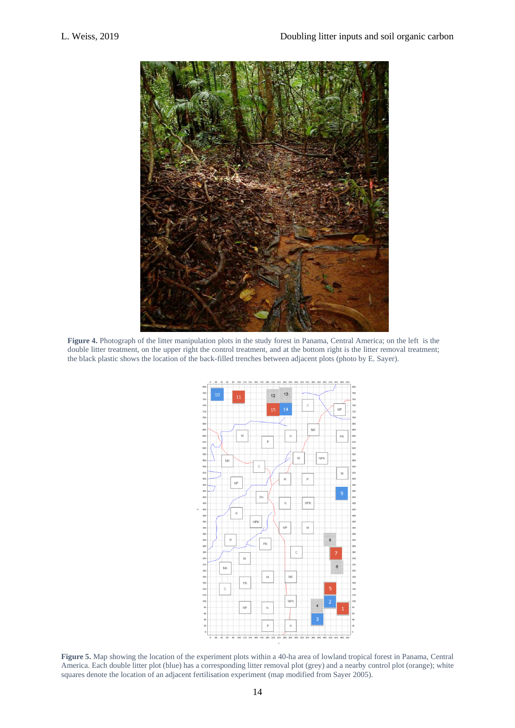**Figure 4.** Photograph of the litter manipulation plots in the study forest in Panama, Central America; on the left is the double litter treatment, on the upper right the control treatment, and at the bottom right is the litter removal treatment; the black plastic shows the location of the back-filled trenches between adjacent plots (photo by E. Sayer).

**Figure 5.** Map showing the location of the experiment plots within a 40-ha area of lowland tropical forest in Panama, Central America. Each double litter plot (blue) has a corresponding litter removal plot (grey) and a nearby control plot (orange); white squares denote the location of an adjacent fertilisation experiment (map modified from Sayer 2005).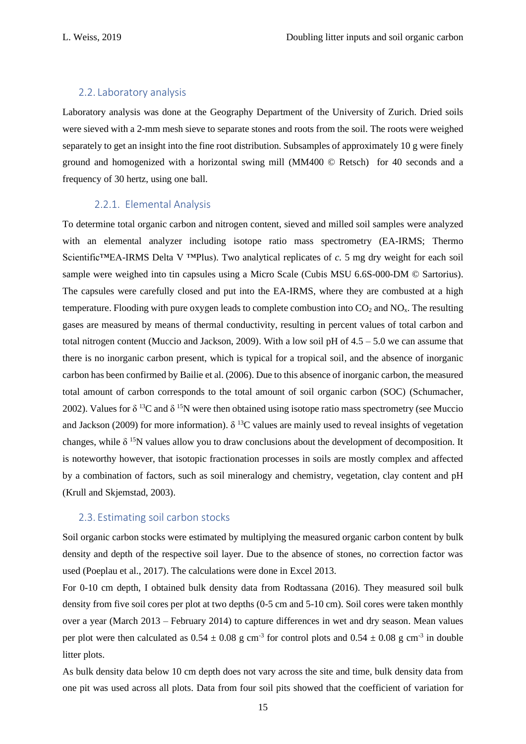## 2.2. Laboratory analysis

Laboratory analysis was done at the Geography Department of the University of Zurich. Dried soils were sieved with a 2-mm mesh sieve to separate stones and roots from the soil. The roots were weighed separately to get an insight into the fine root distribution. Subsamples of approximately 10 g were finely ground and homogenized with a horizontal swing mill (MM400 © Retsch) for 40 seconds and a frequency of 30 hertz, using one ball.

### 2.2.1. Elemental Analysis

To determine total organic carbon and nitrogen content, sieved and milled soil samples were analyzed with an elemental analyzer including isotope ratio mass spectrometry (EA-IRMS; Thermo Scientific™EA-IRMS Delta V ™Plus). Two analytical replicates of *c.* 5 mg dry weight for each soil sample were weighed into tin capsules using a Micro Scale (Cubis MSU 6.6S-000-DM © Sartorius). The capsules were carefully closed and put into the EA-IRMS, where they are combusted at a high temperature. Flooding with pure oxygen leads to complete combustion into $CO_2$ and $NO_x$. The resulting gases are measured by means of thermal conductivity, resulting in percent values of total carbon and total nitrogen content (Muccio and Jackson, 2009). With a low soil pH of 4.5 – 5.0 we can assume that there is no inorganic carbon present, which is typical for a tropical soil, and the absence of inorganic carbon has been confirmed by Bailie et al. (2006). Due to this absence of inorganic carbon, the measured total amount of carbon corresponds to the total amount of soil organic carbon (SOC) (Schumacher, 2002). Values for $\delta\,^{13}C$ and $\delta\,^{15}N$ were then obtained using isotope ratio mass spectrometry (see Muccio and Jackson (2009) for more information). $\delta\,^{13}C$ values are mainly used to reveal insights of vegetation changes, while $\delta\,^{15}N$ values allow you to draw conclusions about the development of decomposition. It is noteworthy however, that isotopic fractionation processes in soils are mostly complex and affected by a combination of factors, such as soil mineralogy and chemistry, vegetation, clay content and pH (Krull and Skjemstad, 2003).

## 2.3. Estimating soil carbon stocks

Soil organic carbon stocks were estimated by multiplying the measured organic carbon content by bulk density and depth of the respective soil layer. Due to the absence of stones, no correction factor was used (Poeplau et al., 2017). The calculations were done in Excel 2013.

For 0-10 cm depth, I obtained bulk density data from Rodtassana (2016). They measured soil bulk density from five soil cores per plot at two depths (0-5 cm and 5-10 cm). Soil cores were taken monthly over a year (March 2013 – February 2014) to capture differences in wet and dry season. Mean values per plot were then calculated as $0.54 \pm 0.08$ g cm$^{-3}$ for control plots and $0.54 \pm 0.08$ g cm$^{-3}$ in double litter plots.

As bulk density data below 10 cm depth does not vary across the site and time, bulk density data from one pit was used across all plots. Data from four soil pits showed that the coefficient of variation for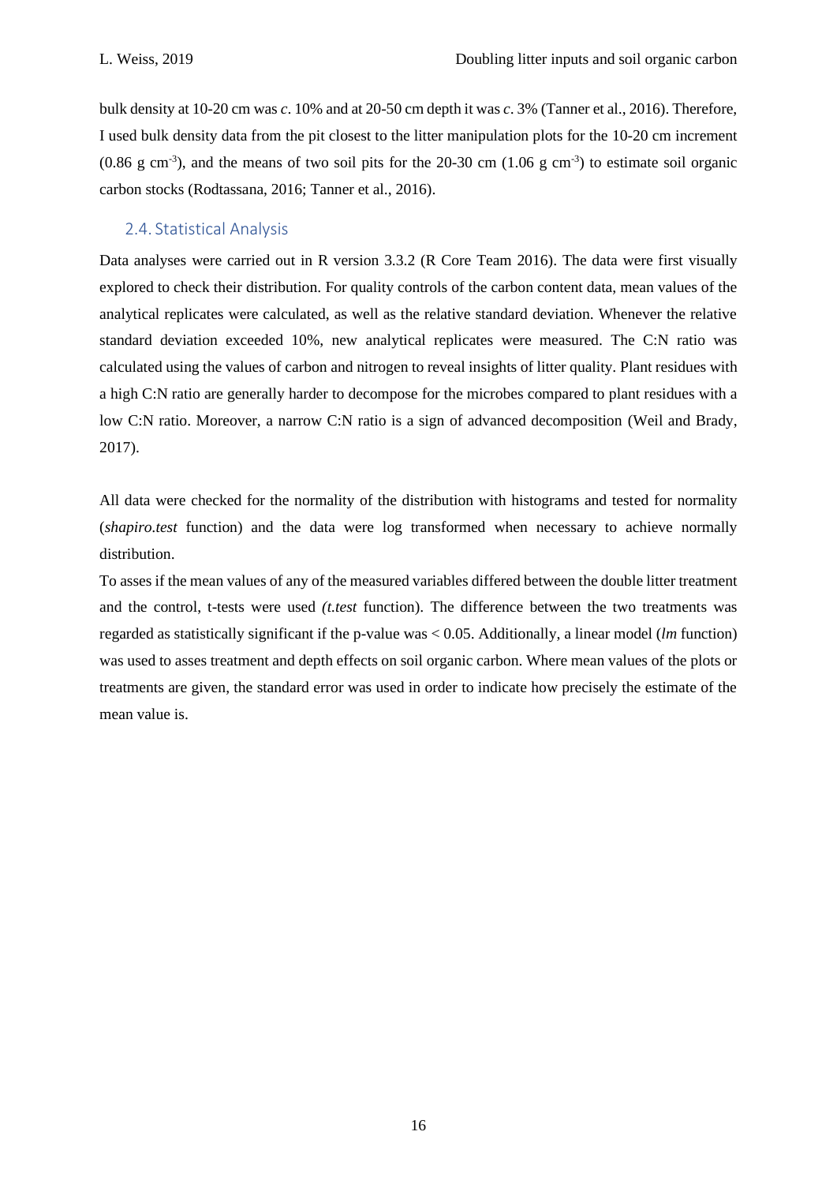bulk density at 10-20 cm was *c*. 10% and at 20-50 cm depth it was *c*. 3% (Tanner et al., 2016). Therefore, I used bulk density data from the pit closest to the litter manipulation plots for the 10-20 cm increment (0.86 g $cm^{-3}$), and the means of two soil pits for the 20-30 cm (1.06 g $cm^{-3}$) to estimate soil organic carbon stocks (Rodtassana, 2016; Tanner et al., 2016).

## 2.4. Statistical Analysis

Data analyses were carried out in R version 3.3.2 (R Core Team 2016). The data were first visually explored to check their distribution. For quality controls of the carbon content data, mean values of the analytical replicates were calculated, as well as the relative standard deviation. Whenever the relative standard deviation exceeded 10%, new analytical replicates were measured. The C:N ratio was calculated using the values of carbon and nitrogen to reveal insights of litter quality. Plant residues with a high C:N ratio are generally harder to decompose for the microbes compared to plant residues with a low C:N ratio. Moreover, a narrow C:N ratio is a sign of advanced decomposition (Weil and Brady, 2017).

All data were checked for the normality of the distribution with histograms and tested for normality (*shapiro.test* function) and the data were log transformed when necessary to achieve normally distribution.

To asses if the mean values of any of the measured variables differed between the double litter treatment and the control, t-tests were used *(t.test* function). The difference between the two treatments was regarded as statistically significant if the p-value was $< 0.05$. Additionally, a linear model (*lm* function) was used to asses treatment and depth effects on soil organic carbon. Where mean values of the plots or treatments are given, the standard error was used in order to indicate how precisely the estimate of the mean value is.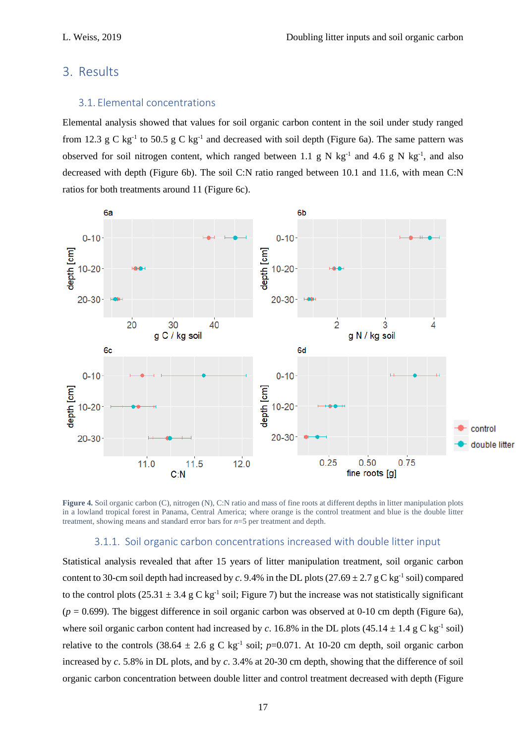# 3. Results

## 3.1. Elemental concentrations

Elemental analysis showed that values for soil organic carbon content in the soil under study ranged from 12.3 g C $kg^{-1}$ to 50.5 g C $kg^{-1}$ and decreased with soil depth (Figure 6a). The same pattern was observed for soil nitrogen content, which ranged between 1.1 g N $kg^{-1}$ and 4.6 g N $kg^{-1}$, and also decreased with depth (Figure 6b). The soil C:N ratio ranged between 10.1 and 11.6, with mean C:N ratios for both treatments around 11 (Figure 6c).

**Figure 4.** Soil organic carbon (C), nitrogen (N), C:N ratio and mass of fine roots at different depths in litter manipulation plots in a lowland tropical forest in Panama, Central America; where orange is the control treatment and blue is the double litter treatment, showing means and standard error bars for *n*=5 per treatment and depth.

### 3.1.1. Soil organic carbon concentrations increased with double litter input

Statistical analysis revealed that after 15 years of litter manipulation treatment, soil organic carbon content to 30-cm soil depth had increased by *c.* 9.4% in the DL plots (27.69 ± 2.7 g C $kg^{-1}$ soil) compared to the control plots (25.31 ± 3.4 g C $kg^{-1}$ soil; Figure 7) but the increase was not statistically significant ($p$ = 0.699). The biggest difference in soil organic carbon was observed at 0-10 cm depth (Figure 6a), where soil organic carbon content had increased by *c.* 16.8% in the DL plots (45.14 ± 1.4 g C $kg^{-1}$ soil) relative to the controls (38.64 ± 2.6 g C $kg^{-1}$ soil; $p$=0.071. At 10-20 cm depth, soil organic carbon increased by *c.* 5.8% in DL plots, and by *c.* 3.4% at 20-30 cm depth, showing that the difference of soil organic carbon concentration between double litter and control treatment decreased with depth (Figure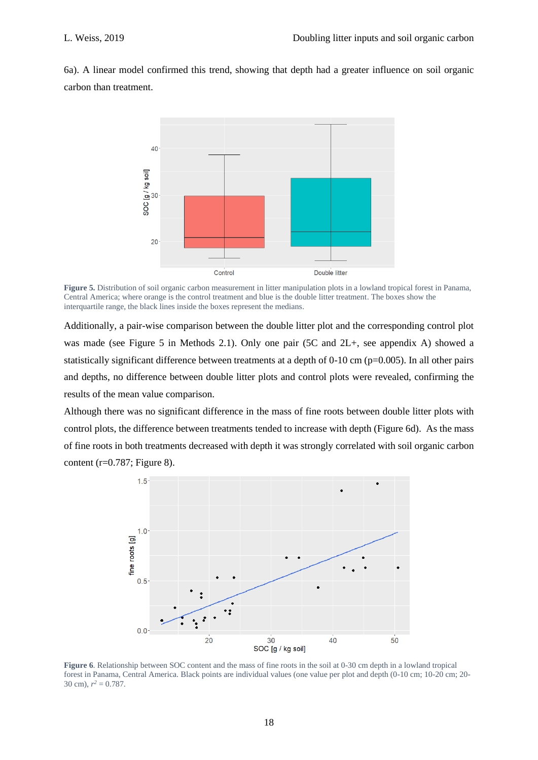6a). A linear model confirmed this trend, showing that depth had a greater influence on soil organic carbon than treatment.

**Figure 5.** Distribution of soil organic carbon measurement in litter manipulation plots in a lowland tropical forest in Panama, Central America; where orange is the control treatment and blue is the double litter treatment. The boxes show the interquartile range, the black lines inside the boxes represent the medians.

Additionally, a pair-wise comparison between the double litter plot and the corresponding control plot was made (see Figure 5 in Methods 2.1). Only one pair (5C and 2L+, see appendix A) showed a statistically significant difference between treatments at a depth of 0-10 cm ($p=0.005$). In all other pairs and depths, no difference between double litter plots and control plots were revealed, confirming the results of the mean value comparison.

Although there was no significant difference in the mass of fine roots between double litter plots with control plots, the difference between treatments tended to increase with depth (Figure 6d). As the mass of fine roots in both treatments decreased with depth it was strongly correlated with soil organic carbon content ($r=0.787$; Figure 8).

**Figure 6**. Relationship between SOC content and the mass of fine roots in the soil at 0-30 cm depth in a lowland tropical forest in Panama, Central America. Black points are individual values (one value per plot and depth (0-10 cm; 10-20 cm; 20-30 cm), $r^2 = 0.787$.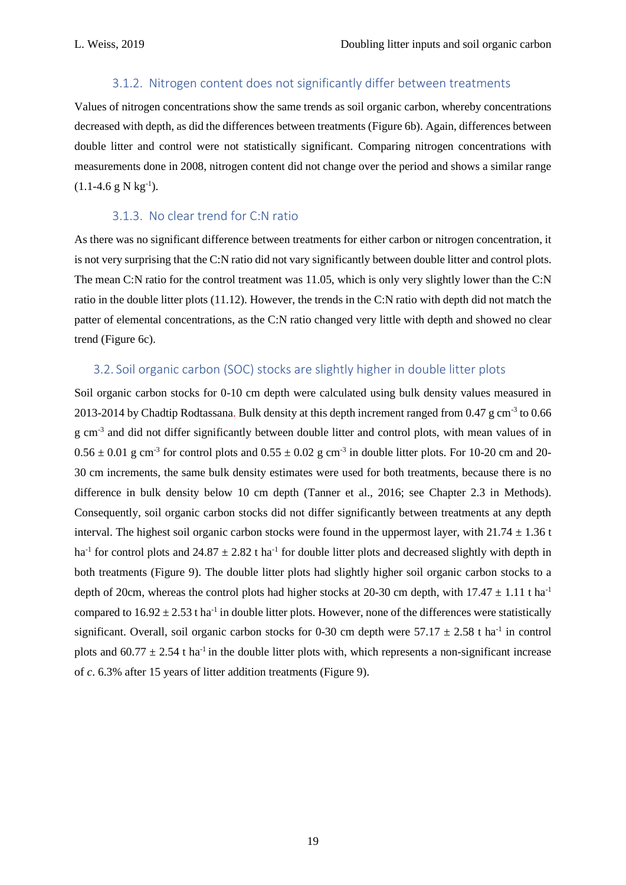### 3.1.2. Nitrogen content does not significantly differ between treatments

Values of nitrogen concentrations show the same trends as soil organic carbon, whereby concentrations decreased with depth, as did the differences between treatments (Figure 6b). Again, differences between double litter and control were not statistically significant. Comparing nitrogen concentrations with measurements done in 2008, nitrogen content did not change over the period and shows a similar range (1.1-4.6 g N kg$^{-1}$).

### 3.1.3. No clear trend for C:N ratio

As there was no significant difference between treatments for either carbon or nitrogen concentration, it is not very surprising that the C:N ratio did not vary significantly between double litter and control plots. The mean C:N ratio for the control treatment was 11.05, which is only very slightly lower than the C:N ratio in the double litter plots (11.12). However, the trends in the C:N ratio with depth did not match the patter of elemental concentrations, as the C:N ratio changed very little with depth and showed no clear trend (Figure 6c).

## 3.2. Soil organic carbon (SOC) stocks are slightly higher in double litter plots

Soil organic carbon stocks for 0-10 cm depth were calculated using bulk density values measured in 2013-2014 by Chadtip Rodtassana. Bulk density at this depth increment ranged from 0.47 g cm$^{-3}$ to 0.66 g cm$^{-3}$ and did not differ significantly between double litter and control plots, with mean values of in 0.56 ± 0.01 g cm$^{-3}$ for control plots and 0.55 ± 0.02 g cm$^{-3}$ in double litter plots. For 10-20 cm and 20-30 cm increments, the same bulk density estimates were used for both treatments, because there is no difference in bulk density below 10 cm depth (Tanner et al., 2016; see Chapter 2.3 in Methods). Consequently, soil organic carbon stocks did not differ significantly between treatments at any depth interval. The highest soil organic carbon stocks were found in the uppermost layer, with 21.74 ± 1.36 t ha$^{-1}$ for control plots and 24.87 ± 2.82 t ha$^{-1}$ for double litter plots and decreased slightly with depth in both treatments (Figure 9). The double litter plots had slightly higher soil organic carbon stocks to a depth of 20cm, whereas the control plots had higher stocks at 20-30 cm depth, with 17.47 ± 1.11 t ha$^{-1}$ compared to 16.92 ± 2.53 t ha$^{-1}$ in double litter plots. However, none of the differences were statistically significant. Overall, soil organic carbon stocks for 0-30 cm depth were 57.17 ± 2.58 t ha$^{-1}$ in control plots and 60.77 ± 2.54 t ha$^{-1}$ in the double litter plots with, which represents a non-significant increase of *c*. 6.3% after 15 years of litter addition treatments (Figure 9).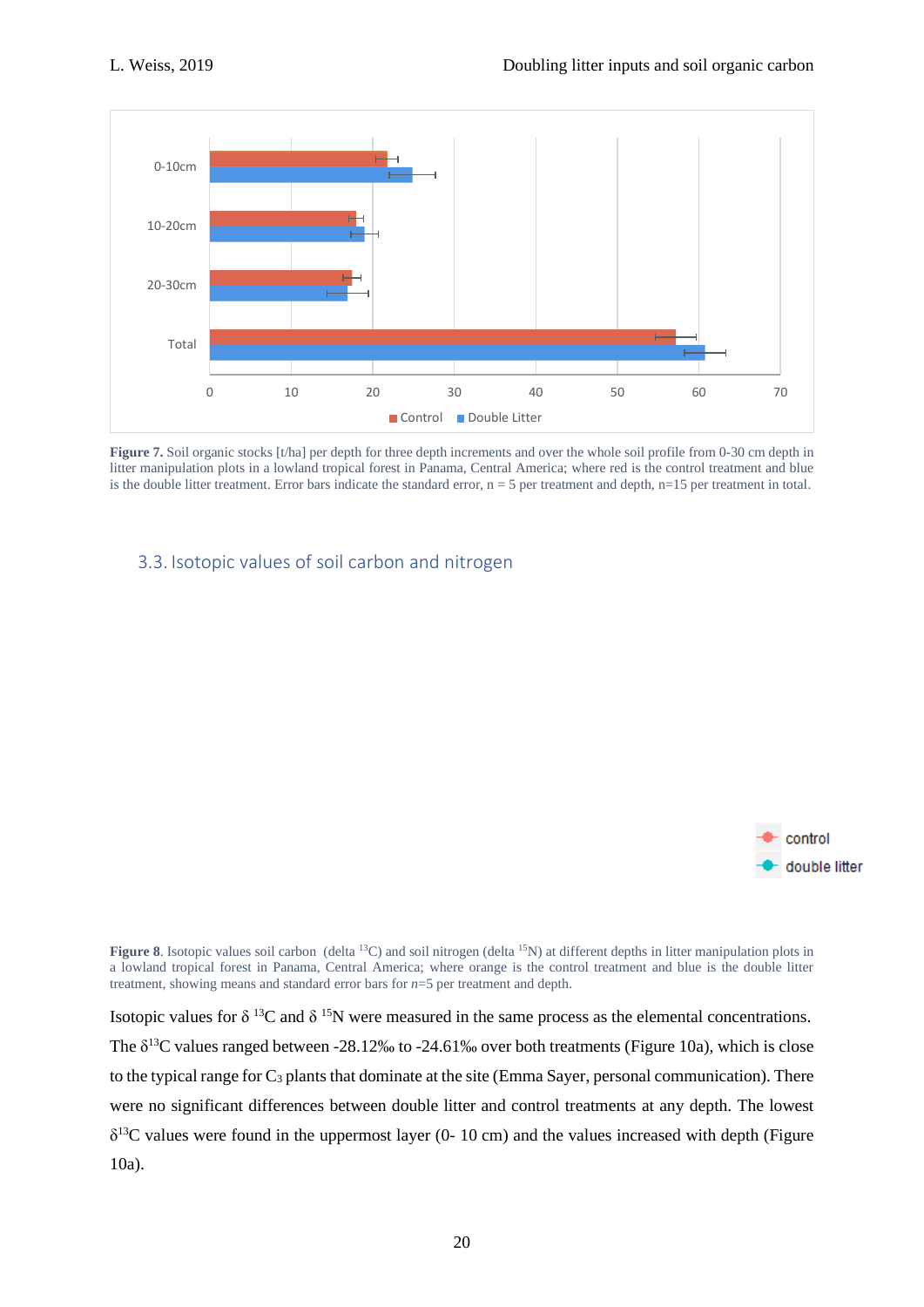Figure 7. Soil organic stocks [t/ha] per depth for three depth increments and over the whole soil profile from 0-30 cm depth in litter manipulation plots in a lowland tropical forest in Panama, Central America; where red is the control treatment and blue is the double litter treatment. Error bars indicate the standard error, n = 5 per treatment and depth, n=15 per treatment in total.

## 3.3. Isotopic values of soil carbon and nitrogen

**Figure 8**. Isotopic values soil carbon (delta $^{13}$C) and soil nitrogen (delta $^{15}$N) at different depths in litter manipulation plots in a lowland tropical forest in Panama, Central America; where orange is the control treatment and blue is the double litter treatment, showing means and standard error bars for *n*=5 per treatment and depth.

Isotopic values for δ $^{13}$C and δ $^{15}$N were measured in the same process as the elemental concentrations. The δ$^{13}$C values ranged between -28.12‰ to -24.61‰ over both treatments (Figure 10a), which is close to the typical range for $C_3$ plants that dominate at the site (Emma Sayer, personal communication). There were no significant differences between double litter and control treatments at any depth. The lowest δ$^{13}$C values were found in the uppermost layer (0- 10 cm) and the values increased with depth (Figure 10a).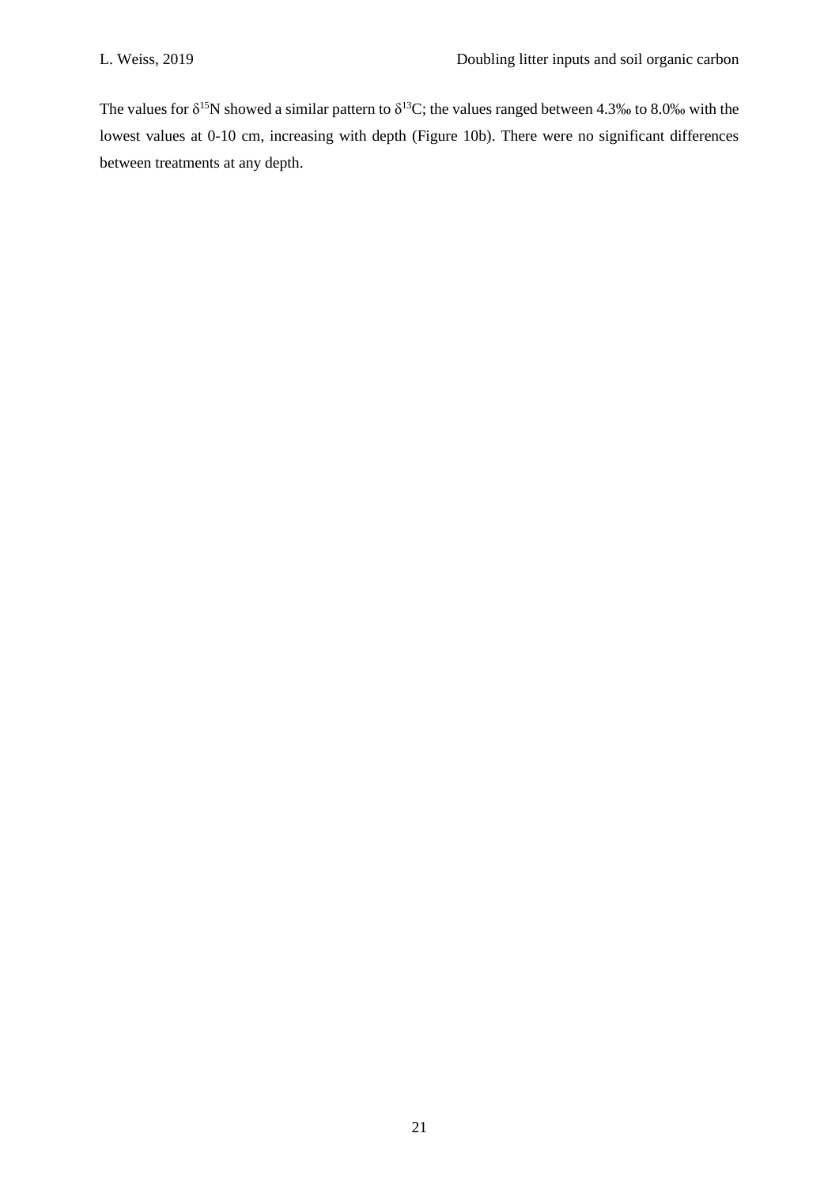The values for $\delta^{15}N$ showed a similar pattern to $\delta^{13}C$; the values ranged between 4.3‰ to 8.0‰ with the lowest values at 0-10 cm, increasing with depth (Figure 10b). There were no significant differences between treatments at any depth.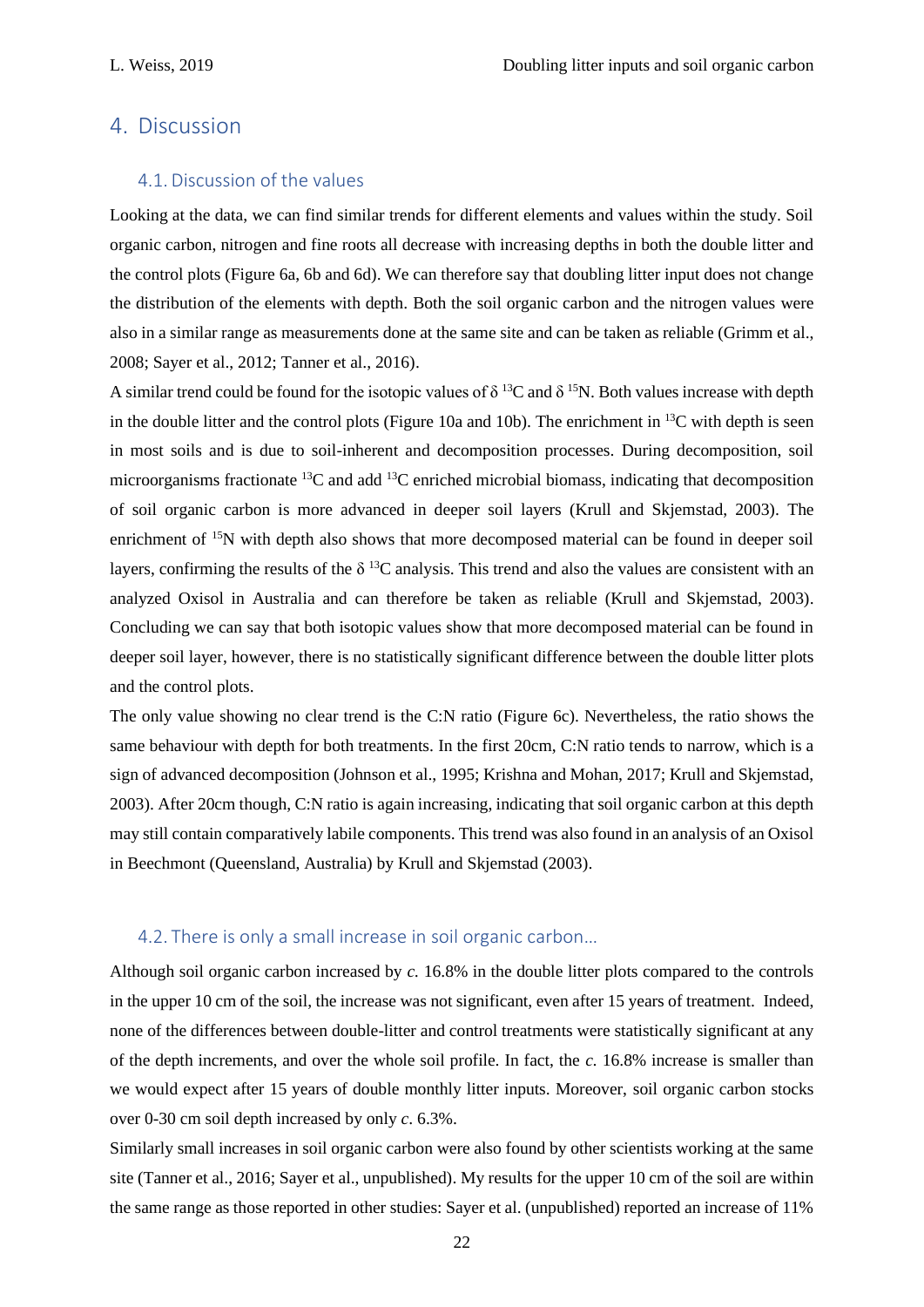# 4. Discussion

## 4.1. Discussion of the values

Looking at the data, we can find similar trends for different elements and values within the study. Soil organic carbon, nitrogen and fine roots all decrease with increasing depths in both the double litter and the control plots (Figure 6a, 6b and 6d). We can therefore say that doubling litter input does not change the distribution of the elements with depth. Both the soil organic carbon and the nitrogen values were also in a similar range as measurements done at the same site and can be taken as reliable (Grimm et al., 2008; Sayer et al., 2012; Tanner et al., 2016).

A similar trend could be found for the isotopic values of $\delta\ ^{13}C$ and $\delta\ ^{15}N$. Both values increase with depth in the double litter and the control plots (Figure 10a and 10b). The enrichment in $^{13}C$ with depth is seen in most soils and is due to soil-inherent and decomposition processes. During decomposition, soil microorganisms fractionate $^{13}C$ and add $^{13}C$ enriched microbial biomass, indicating that decomposition of soil organic carbon is more advanced in deeper soil layers (Krull and Skjemstad, 2003). The enrichment of $^{15}N$ with depth also shows that more decomposed material can be found in deeper soil layers, confirming the results of the $\delta\ ^{13}C$ analysis. This trend and also the values are consistent with an analyzed Oxisol in Australia and can therefore be taken as reliable (Krull and Skjemstad, 2003). Concluding we can say that both isotopic values show that more decomposed material can be found in deeper soil layer, however, there is no statistically significant difference between the double litter plots and the control plots.

The only value showing no clear trend is the C:N ratio (Figure 6c). Nevertheless, the ratio shows the same behaviour with depth for both treatments. In the first 20cm, C:N ratio tends to narrow, which is a sign of advanced decomposition (Johnson et al., 1995; Krishna and Mohan, 2017; Krull and Skjemstad, 2003). After 20cm though, C:N ratio is again increasing, indicating that soil organic carbon at this depth may still contain comparatively labile components. This trend was also found in an analysis of an Oxisol in Beechmont (Queensland, Australia) by Krull and Skjemstad (2003).

## 4.2. There is only a small increase in soil organic carbon…

Although soil organic carbon increased by *c.* 16.8% in the double litter plots compared to the controls in the upper 10 cm of the soil, the increase was not significant, even after 15 years of treatment. Indeed, none of the differences between double-litter and control treatments were statistically significant at any of the depth increments, and over the whole soil profile. In fact, the *c.* 16.8% increase is smaller than we would expect after 15 years of double monthly litter inputs. Moreover, soil organic carbon stocks over 0-30 cm soil depth increased by only *c*. 6.3%.

Similarly small increases in soil organic carbon were also found by other scientists working at the same site (Tanner et al., 2016; Sayer et al., unpublished). My results for the upper 10 cm of the soil are within the same range as those reported in other studies: Sayer et al. (unpublished) reported an increase of 11%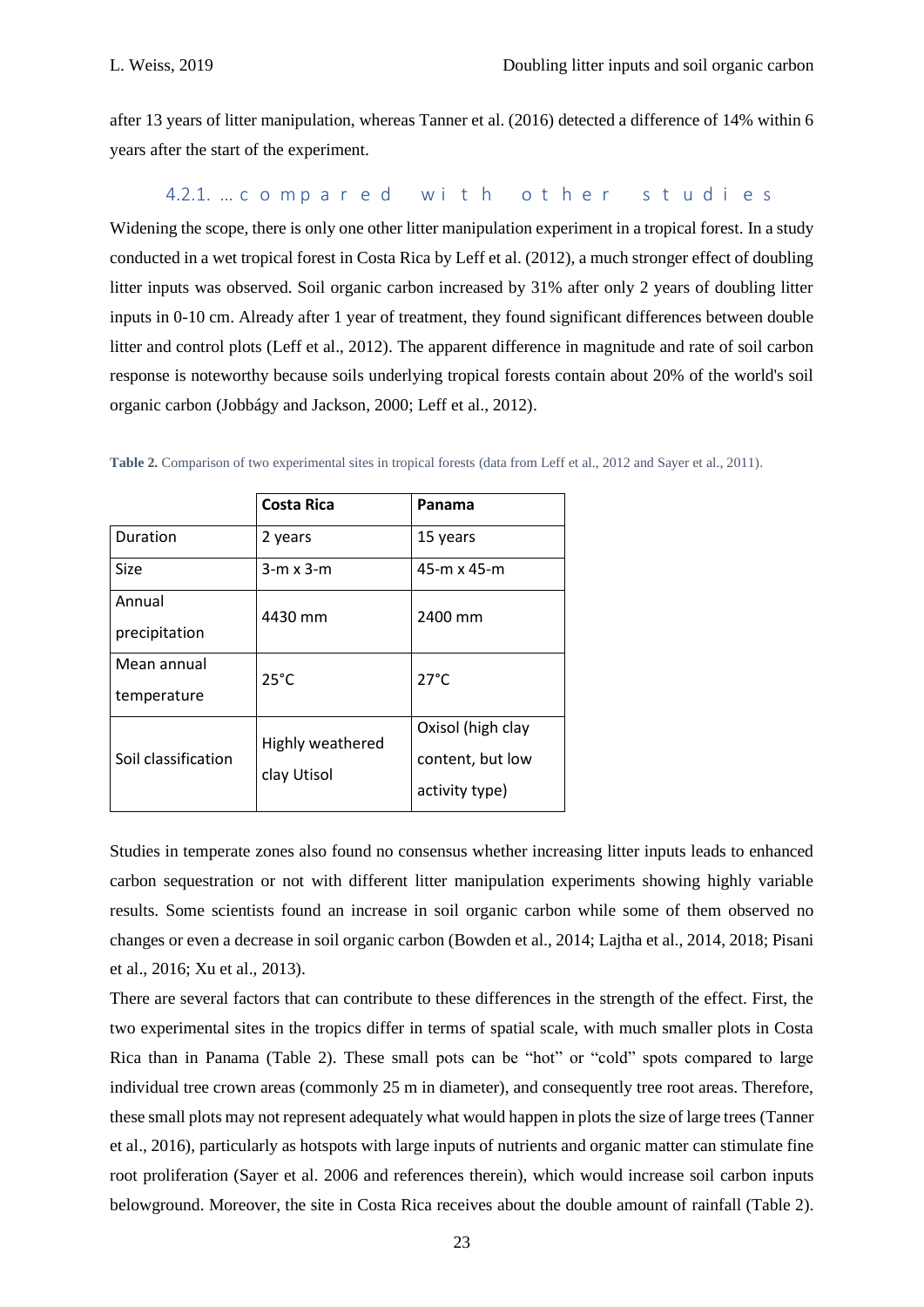after 13 years of litter manipulation, whereas Tanner et al. (2016) detected a difference of 14% within 6 years after the start of the experiment.

### 4.2.1. … compared with other studies

Widening the scope, there is only one other litter manipulation experiment in a tropical forest. In a study conducted in a wet tropical forest in Costa Rica by Leff et al. (2012), a much stronger effect of doubling litter inputs was observed. Soil organic carbon increased by 31% after only 2 years of doubling litter inputs in 0-10 cm. Already after 1 year of treatment, they found significant differences between double litter and control plots (Leff et al., 2012). The apparent difference in magnitude and rate of soil carbon response is noteworthy because soils underlying tropical forests contain about 20% of the world's soil organic carbon (Jobbágy and Jackson, 2000; Leff et al., 2012).

**Table 2.** Comparison of two experimental sites in tropical forests (data from Leff et al., 2012 and Sayer et al., 2011).

| | **Costa Rica** | **Panama** |
|---|---|---|
| Duration | 2 years | 15 years |
| Size | 3-m x 3-m | 45-m x 45-m |
| Annual precipitation | 4430 mm | 2400 mm |
| Mean annual temperature | 25°C | 27°C |
| Soil classification | Highly weathered clay Utisol | Oxisol (high clay content, but low activity type) |

Studies in temperate zones also found no consensus whether increasing litter inputs leads to enhanced carbon sequestration or not with different litter manipulation experiments showing highly variable results. Some scientists found an increase in soil organic carbon while some of them observed no changes or even a decrease in soil organic carbon (Bowden et al., 2014; Lajtha et al., 2014, 2018; Pisani et al., 2016; Xu et al., 2013).

There are several factors that can contribute to these differences in the strength of the effect. First, the two experimental sites in the tropics differ in terms of spatial scale, with much smaller plots in Costa Rica than in Panama (Table 2). These small pots can be "hot" or "cold" spots compared to large individual tree crown areas (commonly 25 m in diameter), and consequently tree root areas. Therefore, these small plots may not represent adequately what would happen in plots the size of large trees (Tanner et al., 2016), particularly as hotspots with large inputs of nutrients and organic matter can stimulate fine root proliferation (Sayer et al. 2006 and references therein), which would increase soil carbon inputs belowground. Moreover, the site in Costa Rica receives about the double amount of rainfall (Table 2).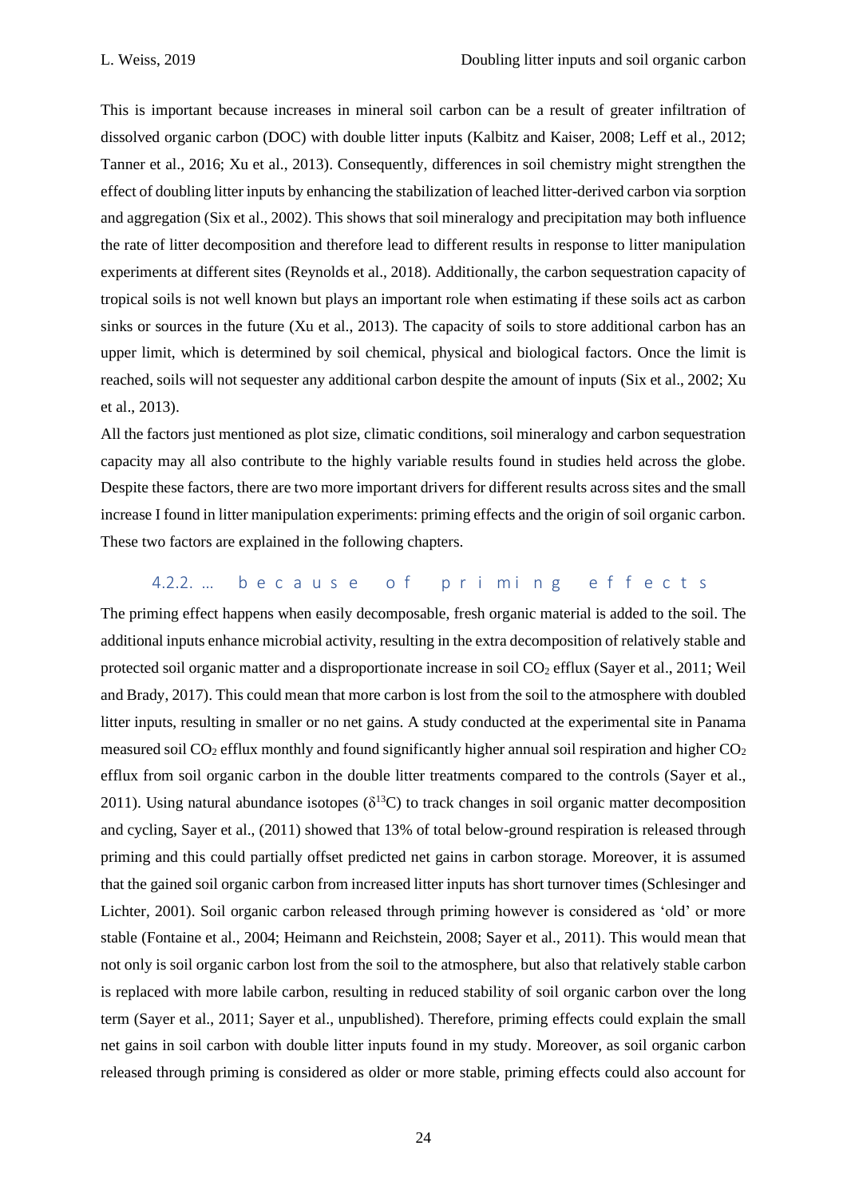This is important because increases in mineral soil carbon can be a result of greater infiltration of dissolved organic carbon (DOC) with double litter inputs (Kalbitz and Kaiser, 2008; Leff et al., 2012; Tanner et al., 2016; Xu et al., 2013). Consequently, differences in soil chemistry might strengthen the effect of doubling litter inputs by enhancing the stabilization of leached litter-derived carbon via sorption and aggregation (Six et al., 2002). This shows that soil mineralogy and precipitation may both influence the rate of litter decomposition and therefore lead to different results in response to litter manipulation experiments at different sites (Reynolds et al., 2018). Additionally, the carbon sequestration capacity of tropical soils is not well known but plays an important role when estimating if these soils act as carbon sinks or sources in the future (Xu et al., 2013). The capacity of soils to store additional carbon has an upper limit, which is determined by soil chemical, physical and biological factors. Once the limit is reached, soils will not sequester any additional carbon despite the amount of inputs (Six et al., 2002; Xu et al., 2013).

All the factors just mentioned as plot size, climatic conditions, soil mineralogy and carbon sequestration capacity may all also contribute to the highly variable results found in studies held across the globe. Despite these factors, there are two more important drivers for different results across sites and the small increase I found in litter manipulation experiments: priming effects and the origin of soil organic carbon. These two factors are explained in the following chapters.

### 4.2.2. … because of priming effects

The priming effect happens when easily decomposable, fresh organic material is added to the soil. The additional inputs enhance microbial activity, resulting in the extra decomposition of relatively stable and protected soil organic matter and a disproportionate increase in soil $CO_2$ efflux (Sayer et al., 2011; Weil and Brady, 2017). This could mean that more carbon is lost from the soil to the atmosphere with doubled litter inputs, resulting in smaller or no net gains. A study conducted at the experimental site in Panama measured soil $CO_2$ efflux monthly and found significantly higher annual soil respiration and higher $CO_2$ efflux from soil organic carbon in the double litter treatments compared to the controls (Sayer et al., 2011). Using natural abundance isotopes ($\delta^{13}C$) to track changes in soil organic matter decomposition and cycling, Sayer et al., (2011) showed that 13% of total below-ground respiration is released through priming and this could partially offset predicted net gains in carbon storage. Moreover, it is assumed that the gained soil organic carbon from increased litter inputs has short turnover times (Schlesinger and Lichter, 2001). Soil organic carbon released through priming however is considered as 'old' or more stable (Fontaine et al., 2004; Heimann and Reichstein, 2008; Sayer et al., 2011). This would mean that not only is soil organic carbon lost from the soil to the atmosphere, but also that relatively stable carbon is replaced with more labile carbon, resulting in reduced stability of soil organic carbon over the long term (Sayer et al., 2011; Sayer et al., unpublished). Therefore, priming effects could explain the small net gains in soil carbon with double litter inputs found in my study. Moreover, as soil organic carbon released through priming is considered as older or more stable, priming effects could also account for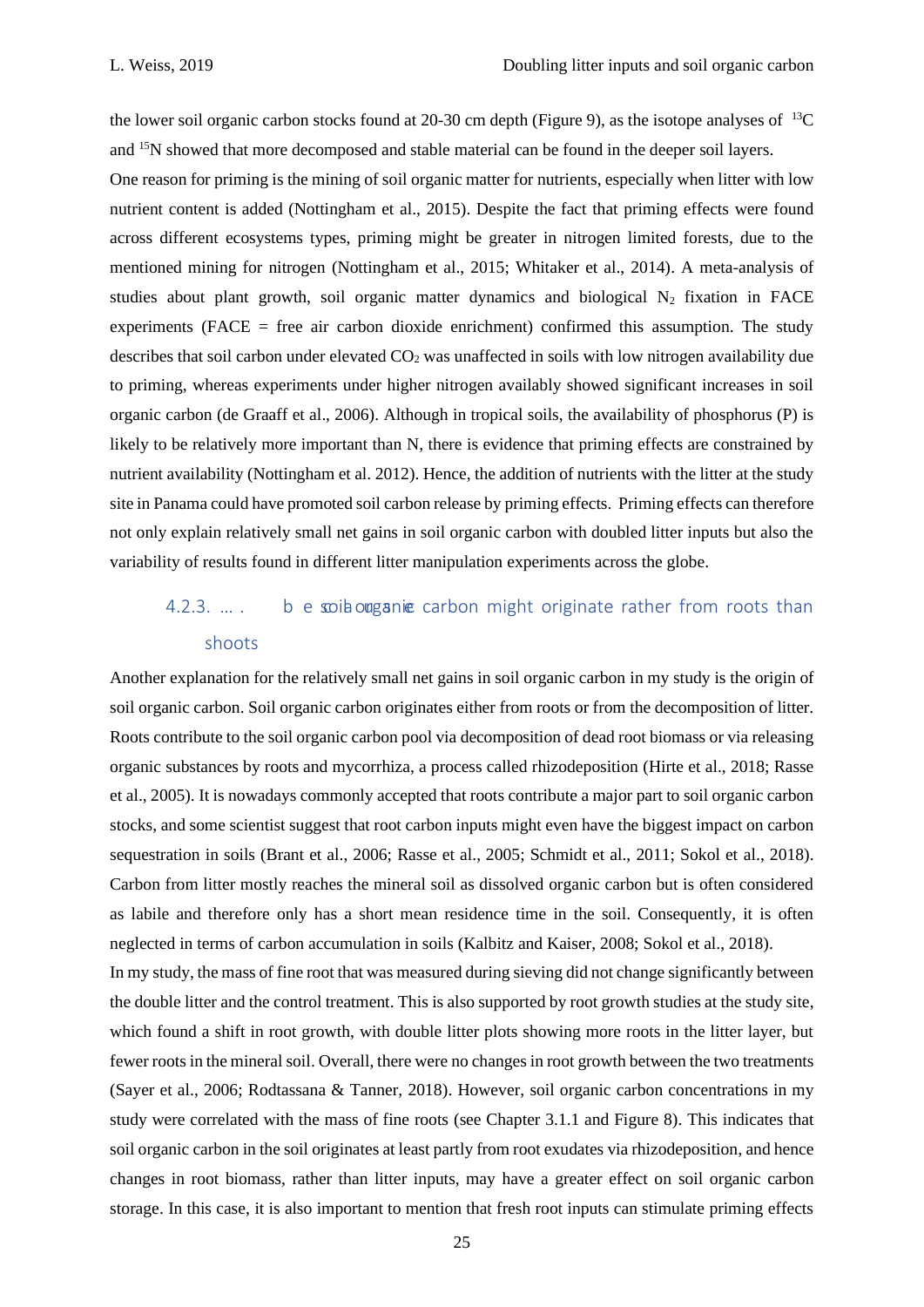the lower soil organic carbon stocks found at 20-30 cm depth (Figure 9), as the isotope analyses of $^{13}C$ and $^{15}N$ showed that more decomposed and stable material can be found in the deeper soil layers.

One reason for priming is the mining of soil organic matter for nutrients, especially when litter with low nutrient content is added (Nottingham et al., 2015). Despite the fact that priming effects were found across different ecosystems types, priming might be greater in nitrogen limited forests, due to the mentioned mining for nitrogen (Nottingham et al., 2015; Whitaker et al., 2014). A meta-analysis of studies about plant growth, soil organic matter dynamics and biological $N_2$ fixation in FACE experiments (FACE = free air carbon dioxide enrichment) confirmed this assumption. The study describes that soil carbon under elevated $CO_2$ was unaffected in soils with low nitrogen availability due to priming, whereas experiments under higher nitrogen availably showed significant increases in soil organic carbon (de Graaff et al., 2006). Although in tropical soils, the availability of phosphorus (P) is likely to be relatively more important than N, there is evidence that priming effects are constrained by nutrient availability (Nottingham et al. 2012). Hence, the addition of nutrients with the litter at the study site in Panama could have promoted soil carbon release by priming effects. Priming effects can therefore not only explain relatively small net gains in soil organic carbon with doubled litter inputs but also the variability of results found in different litter manipulation experiments across the globe.

### 4.2.3. … because soil organic carbon might originate rather from roots than shoots

Another explanation for the relatively small net gains in soil organic carbon in my study is the origin of soil organic carbon. Soil organic carbon originates either from roots or from the decomposition of litter. Roots contribute to the soil organic carbon pool via decomposition of dead root biomass or via releasing organic substances by roots and mycorrhiza, a process called rhizodeposition (Hirte et al., 2018; Rasse et al., 2005). It is nowadays commonly accepted that roots contribute a major part to soil organic carbon stocks, and some scientist suggest that root carbon inputs might even have the biggest impact on carbon sequestration in soils (Brant et al., 2006; Rasse et al., 2005; Schmidt et al., 2011; Sokol et al., 2018). Carbon from litter mostly reaches the mineral soil as dissolved organic carbon but is often considered as labile and therefore only has a short mean residence time in the soil. Consequently, it is often neglected in terms of carbon accumulation in soils (Kalbitz and Kaiser, 2008; Sokol et al., 2018).

In my study, the mass of fine root that was measured during sieving did not change significantly between the double litter and the control treatment. This is also supported by root growth studies at the study site, which found a shift in root growth, with double litter plots showing more roots in the litter layer, but fewer roots in the mineral soil. Overall, there were no changes in root growth between the two treatments (Sayer et al., 2006; Rodtassana & Tanner, 2018). However, soil organic carbon concentrations in my study were correlated with the mass of fine roots (see Chapter 3.1.1 and Figure 8). This indicates that soil organic carbon in the soil originates at least partly from root exudates via rhizodeposition, and hence changes in root biomass, rather than litter inputs, may have a greater effect on soil organic carbon storage. In this case, it is also important to mention that fresh root inputs can stimulate priming effects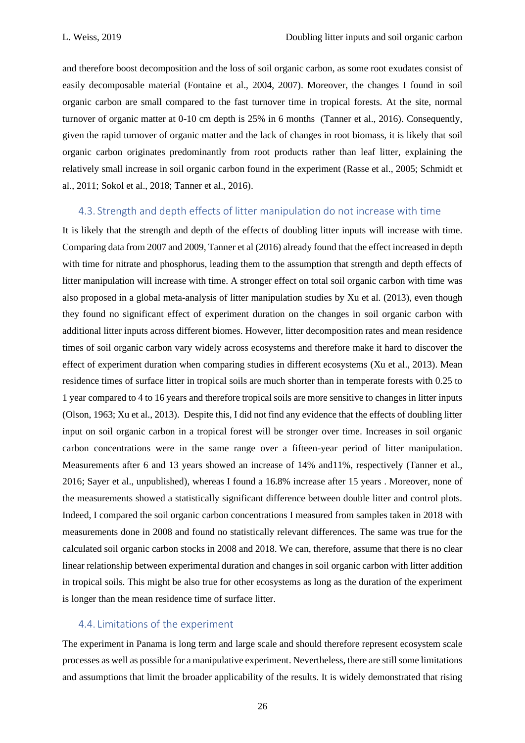and therefore boost decomposition and the loss of soil organic carbon, as some root exudates consist of easily decomposable material (Fontaine et al., 2004, 2007). Moreover, the changes I found in soil organic carbon are small compared to the fast turnover time in tropical forests. At the site, normal turnover of organic matter at 0-10 cm depth is 25% in 6 months (Tanner et al., 2016). Consequently, given the rapid turnover of organic matter and the lack of changes in root biomass, it is likely that soil organic carbon originates predominantly from root products rather than leaf litter, explaining the relatively small increase in soil organic carbon found in the experiment (Rasse et al., 2005; Schmidt et al., 2011; Sokol et al., 2018; Tanner et al., 2016).

## 4.3. Strength and depth effects of litter manipulation do not increase with time

It is likely that the strength and depth of the effects of doubling litter inputs will increase with time. Comparing data from 2007 and 2009, Tanner et al (2016) already found that the effect increased in depth with time for nitrate and phosphorus, leading them to the assumption that strength and depth effects of litter manipulation will increase with time. A stronger effect on total soil organic carbon with time was also proposed in a global meta-analysis of litter manipulation studies by Xu et al. (2013), even though they found no significant effect of experiment duration on the changes in soil organic carbon with additional litter inputs across different biomes. However, litter decomposition rates and mean residence times of soil organic carbon vary widely across ecosystems and therefore make it hard to discover the effect of experiment duration when comparing studies in different ecosystems (Xu et al., 2013). Mean residence times of surface litter in tropical soils are much shorter than in temperate forests with 0.25 to 1 year compared to 4 to 16 years and therefore tropical soils are more sensitive to changes in litter inputs (Olson, 1963; Xu et al., 2013). Despite this, I did not find any evidence that the effects of doubling litter input on soil organic carbon in a tropical forest will be stronger over time. Increases in soil organic carbon concentrations were in the same range over a fifteen-year period of litter manipulation. Measurements after 6 and 13 years showed an increase of 14% and11%, respectively (Tanner et al., 2016; Sayer et al., unpublished), whereas I found a 16.8% increase after 15 years . Moreover, none of the measurements showed a statistically significant difference between double litter and control plots. Indeed, I compared the soil organic carbon concentrations I measured from samples taken in 2018 with measurements done in 2008 and found no statistically relevant differences. The same was true for the calculated soil organic carbon stocks in 2008 and 2018. We can, therefore, assume that there is no clear linear relationship between experimental duration and changes in soil organic carbon with litter addition in tropical soils. This might be also true for other ecosystems as long as the duration of the experiment is longer than the mean residence time of surface litter.

## 4.4. Limitations of the experiment

The experiment in Panama is long term and large scale and should therefore represent ecosystem scale processes as well as possible for a manipulative experiment. Nevertheless, there are still some limitations and assumptions that limit the broader applicability of the results. It is widely demonstrated that rising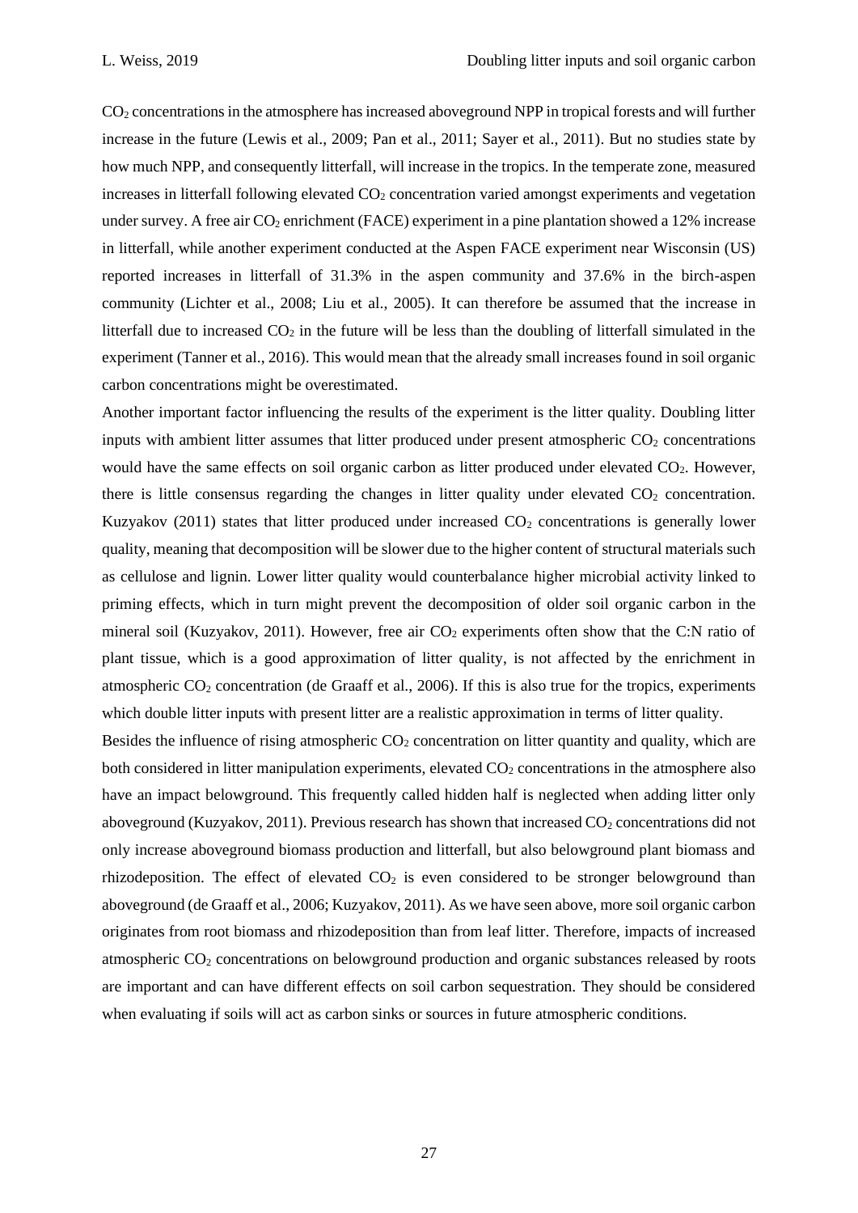$CO_2$ concentrations in the atmosphere has increased aboveground NPP in tropical forests and will further increase in the future (Lewis et al., 2009; Pan et al., 2011; Sayer et al., 2011). But no studies state by how much NPP, and consequently litterfall, will increase in the tropics. In the temperate zone, measured increases in litterfall following elevated $CO_2$ concentration varied amongst experiments and vegetation under survey. A free air $CO_2$ enrichment (FACE) experiment in a pine plantation showed a 12% increase in litterfall, while another experiment conducted at the Aspen FACE experiment near Wisconsin (US) reported increases in litterfall of 31.3% in the aspen community and 37.6% in the birch-aspen community (Lichter et al., 2008; Liu et al., 2005). It can therefore be assumed that the increase in litterfall due to increased $CO_2$ in the future will be less than the doubling of litterfall simulated in the experiment (Tanner et al., 2016). This would mean that the already small increases found in soil organic carbon concentrations might be overestimated.

Another important factor influencing the results of the experiment is the litter quality. Doubling litter inputs with ambient litter assumes that litter produced under present atmospheric $CO_2$ concentrations would have the same effects on soil organic carbon as litter produced under elevated $CO_2$. However, there is little consensus regarding the changes in litter quality under elevated $CO_2$ concentration. Kuzyakov (2011) states that litter produced under increased $CO_2$ concentrations is generally lower quality, meaning that decomposition will be slower due to the higher content of structural materials such as cellulose and lignin. Lower litter quality would counterbalance higher microbial activity linked to priming effects, which in turn might prevent the decomposition of older soil organic carbon in the mineral soil (Kuzyakov, 2011). However, free air $CO_2$ experiments often show that the C:N ratio of plant tissue, which is a good approximation of litter quality, is not affected by the enrichment in atmospheric $CO_2$ concentration (de Graaff et al., 2006). If this is also true for the tropics, experiments which double litter inputs with present litter are a realistic approximation in terms of litter quality.

Besides the influence of rising atmospheric $CO_2$ concentration on litter quantity and quality, which are both considered in litter manipulation experiments, elevated $CO_2$ concentrations in the atmosphere also have an impact belowground. This frequently called hidden half is neglected when adding litter only aboveground (Kuzyakov, 2011). Previous research has shown that increased $CO_2$ concentrations did not only increase aboveground biomass production and litterfall, but also belowground plant biomass and rhizodeposition. The effect of elevated $CO_2$ is even considered to be stronger belowground than aboveground (de Graaff et al., 2006; Kuzyakov, 2011). As we have seen above, more soil organic carbon originates from root biomass and rhizodeposition than from leaf litter. Therefore, impacts of increased atmospheric $CO_2$ concentrations on belowground production and organic substances released by roots are important and can have different effects on soil carbon sequestration. They should be considered when evaluating if soils will act as carbon sinks or sources in future atmospheric conditions.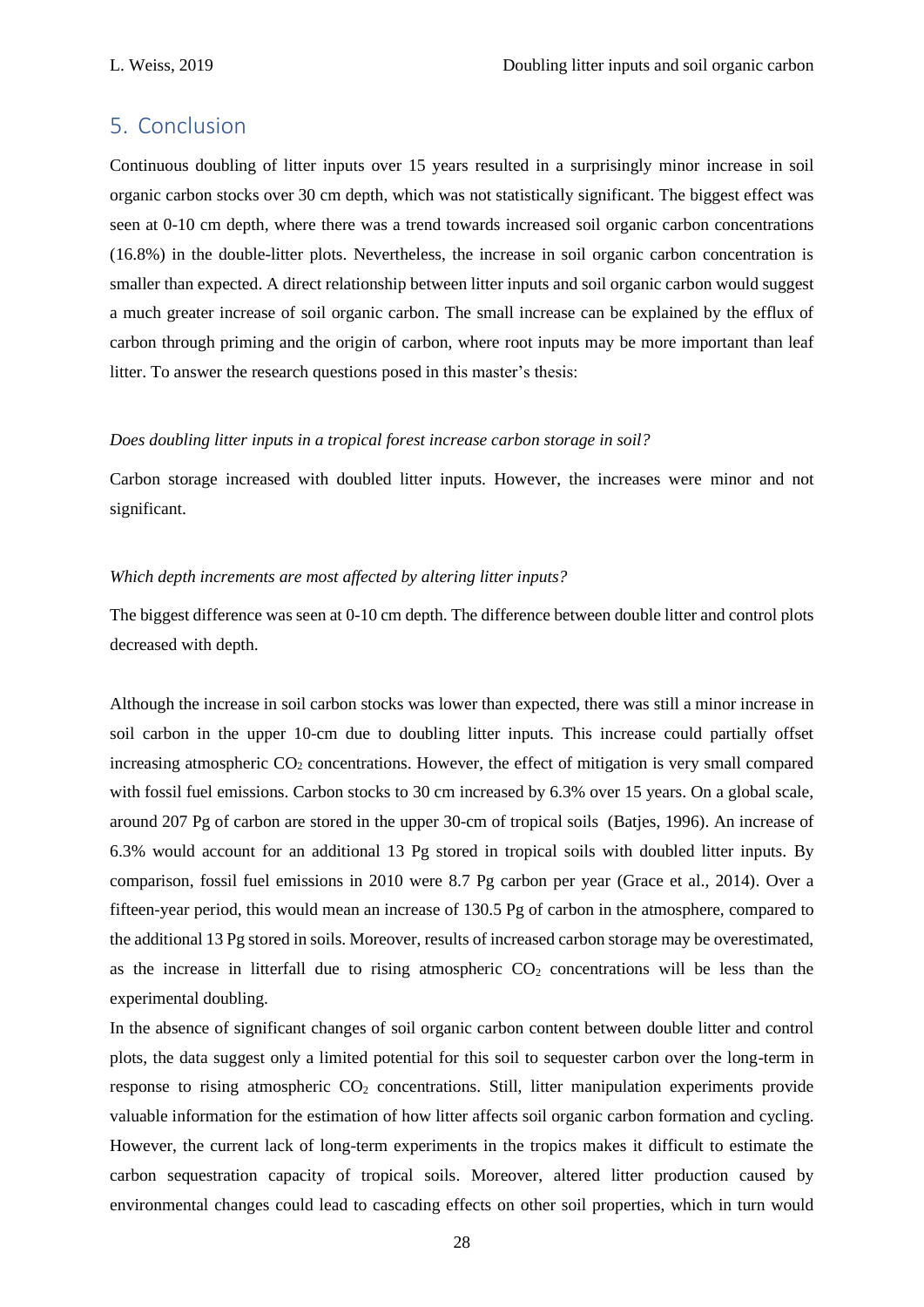# 5. Conclusion

Continuous doubling of litter inputs over 15 years resulted in a surprisingly minor increase in soil organic carbon stocks over 30 cm depth, which was not statistically significant. The biggest effect was seen at 0-10 cm depth, where there was a trend towards increased soil organic carbon concentrations (16.8%) in the double-litter plots. Nevertheless, the increase in soil organic carbon concentration is smaller than expected. A direct relationship between litter inputs and soil organic carbon would suggest a much greater increase of soil organic carbon. The small increase can be explained by the efflux of carbon through priming and the origin of carbon, where root inputs may be more important than leaf litter. To answer the research questions posed in this master's thesis:

*Does doubling litter inputs in a tropical forest increase carbon storage in soil?*

Carbon storage increased with doubled litter inputs. However, the increases were minor and not significant.

*Which depth increments are most affected by altering litter inputs?*

The biggest difference was seen at 0-10 cm depth. The difference between double litter and control plots decreased with depth.

Although the increase in soil carbon stocks was lower than expected, there was still a minor increase in soil carbon in the upper 10-cm due to doubling litter inputs. This increase could partially offset increasing atmospheric $CO_2$ concentrations. However, the effect of mitigation is very small compared with fossil fuel emissions. Carbon stocks to 30 cm increased by 6.3% over 15 years. On a global scale, around 207 Pg of carbon are stored in the upper 30-cm of tropical soils (Batjes, 1996). An increase of 6.3% would account for an additional 13 Pg stored in tropical soils with doubled litter inputs. By comparison, fossil fuel emissions in 2010 were 8.7 Pg carbon per year (Grace et al., 2014). Over a fifteen-year period, this would mean an increase of 130.5 Pg of carbon in the atmosphere, compared to the additional 13 Pg stored in soils. Moreover, results of increased carbon storage may be overestimated, as the increase in litterfall due to rising atmospheric $CO_2$ concentrations will be less than the experimental doubling.

In the absence of significant changes of soil organic carbon content between double litter and control plots, the data suggest only a limited potential for this soil to sequester carbon over the long-term in response to rising atmospheric $CO_2$ concentrations. Still, litter manipulation experiments provide valuable information for the estimation of how litter affects soil organic carbon formation and cycling. However, the current lack of long-term experiments in the tropics makes it difficult to estimate the carbon sequestration capacity of tropical soils. Moreover, altered litter production caused by environmental changes could lead to cascading effects on other soil properties, which in turn would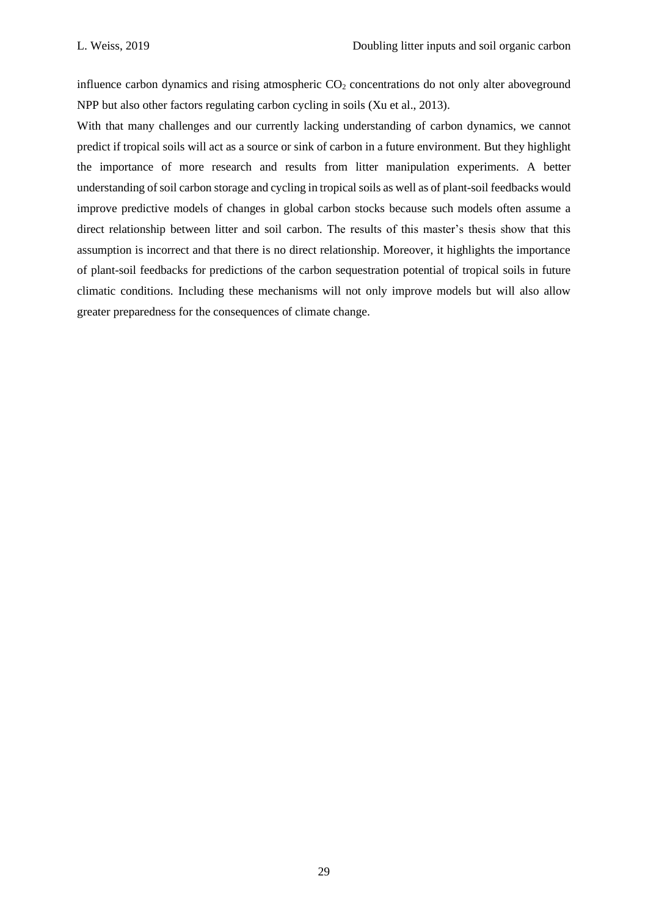influence carbon dynamics and rising atmospheric $CO_2$ concentrations do not only alter aboveground NPP but also other factors regulating carbon cycling in soils (Xu et al., 2013).

With that many challenges and our currently lacking understanding of carbon dynamics, we cannot predict if tropical soils will act as a source or sink of carbon in a future environment. But they highlight the importance of more research and results from litter manipulation experiments. A better understanding of soil carbon storage and cycling in tropical soils as well as of plant-soil feedbacks would improve predictive models of changes in global carbon stocks because such models often assume a direct relationship between litter and soil carbon. The results of this master's thesis show that this assumption is incorrect and that there is no direct relationship. Moreover, it highlights the importance of plant-soil feedbacks for predictions of the carbon sequestration potential of tropical soils in future climatic conditions. Including these mechanisms will not only improve models but will also allow greater preparedness for the consequences of climate change.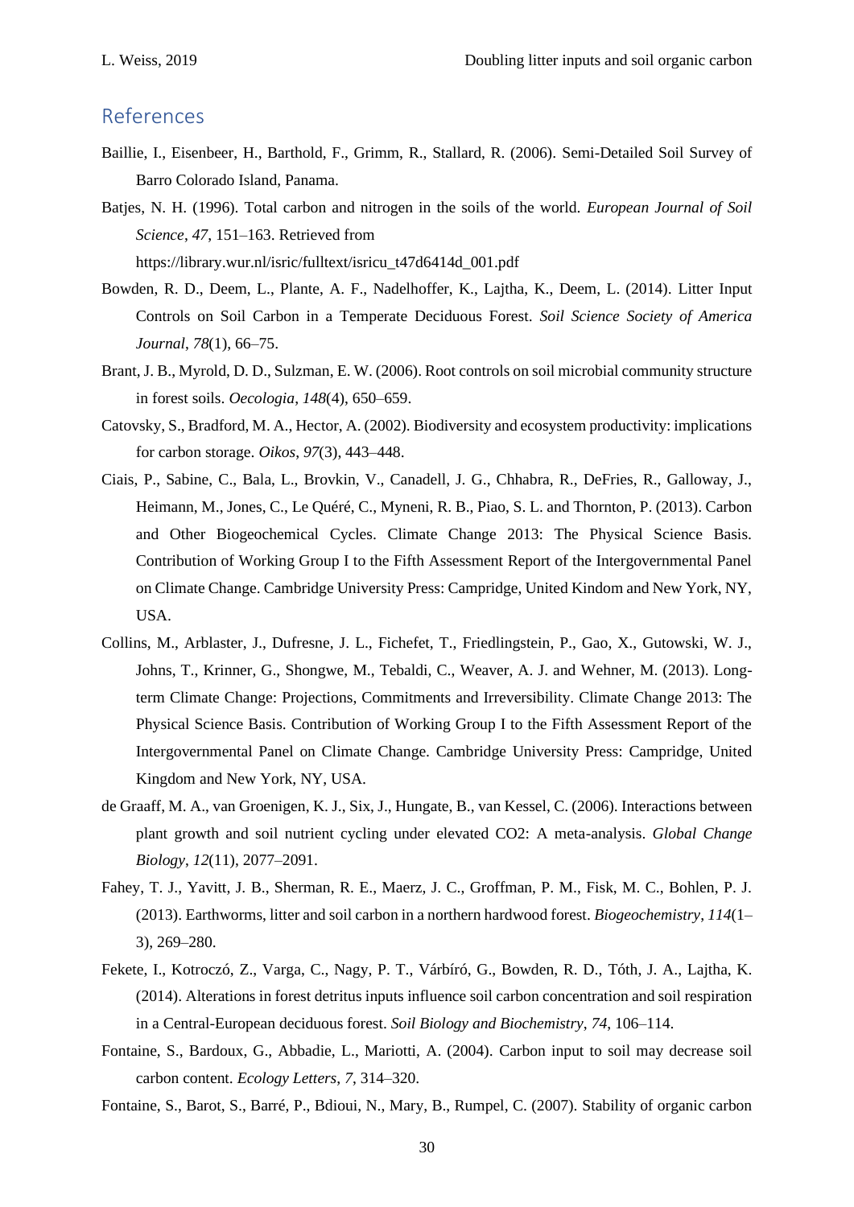## References

Baillie, I., Eisenbeer, H., Barthold, F., Grimm, R., Stallard, R. (2006). Semi-Detailed Soil Survey of Barro Colorado Island, Panama.

Batjes, N. H. (1996). Total carbon and nitrogen in the soils of the world. *European Journal of Soil Science*, *47*, 151–163. Retrieved from https://library.wur.nl/isric/fulltext/isricu_t47d6414d_001.pdf

Bowden, R. D., Deem, L., Plante, A. F., Nadelhoffer, K., Lajtha, K., Deem, L. (2014). Litter Input Controls on Soil Carbon in a Temperate Deciduous Forest. *Soil Science Society of America Journal*, *78*(1), 66–75.

Brant, J. B., Myrold, D. D., Sulzman, E. W. (2006). Root controls on soil microbial community structure in forest soils. *Oecologia*, *148*(4), 650–659.

Catovsky, S., Bradford, M. A., Hector, A. (2002). Biodiversity and ecosystem productivity: implications for carbon storage. *Oikos*, *97*(3), 443–448.

Ciais, P., Sabine, C., Bala, L., Brovkin, V., Canadell, J. G., Chhabra, R., DeFries, R., Galloway, J., Heimann, M., Jones, C., Le Quéré, C., Myneni, R. B., Piao, S. L. and Thornton, P. (2013). Carbon and Other Biogeochemical Cycles. Climate Change 2013: The Physical Science Basis. Contribution of Working Group I to the Fifth Assessment Report of the Intergovernmental Panel on Climate Change. Cambridge University Press: Campridge, United Kindom and New York, NY, USA.

Collins, M., Arblaster, J., Dufresne, J. L., Fichefet, T., Friedlingstein, P., Gao, X., Gutowski, W. J., Johns, T., Krinner, G., Shongwe, M., Tebaldi, C., Weaver, A. J. and Wehner, M. (2013). Long-term Climate Change: Projections, Commitments and Irreversibility. Climate Change 2013: The Physical Science Basis. Contribution of Working Group I to the Fifth Assessment Report of the Intergovernmental Panel on Climate Change. Cambridge University Press: Campridge, United Kingdom and New York, NY, USA.

de Graaff, M. A., van Groenigen, K. J., Six, J., Hungate, B., van Kessel, C. (2006). Interactions between plant growth and soil nutrient cycling under elevated CO2: A meta-analysis. *Global Change Biology*, *12*(11), 2077–2091.

Fahey, T. J., Yavitt, J. B., Sherman, R. E., Maerz, J. C., Groffman, P. M., Fisk, M. C., Bohlen, P. J. (2013). Earthworms, litter and soil carbon in a northern hardwood forest. *Biogeochemistry*, *114*(1–3), 269–280.

Fekete, I., Kotroczó, Z., Varga, C., Nagy, P. T., Várbíró, G., Bowden, R. D., Tóth, J. A., Lajtha, K. (2014). Alterations in forest detritus inputs influence soil carbon concentration and soil respiration in a Central-European deciduous forest. *Soil Biology and Biochemistry*, *74*, 106–114.

Fontaine, S., Bardoux, G., Abbadie, L., Mariotti, A. (2004). Carbon input to soil may decrease soil carbon content. *Ecology Letters*, *7*, 314–320.

Fontaine, S., Barot, S., Barré, P., Bdioui, N., Mary, B., Rumpel, C. (2007). Stability of organic carbon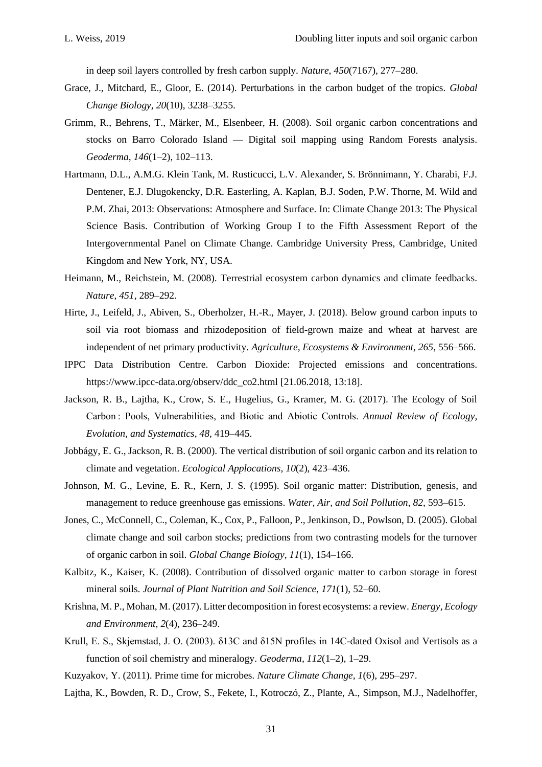in deep soil layers controlled by fresh carbon supply. *Nature*, *450*(7167), 277–280.

Grace, J., Mitchard, E., Gloor, E. (2014). Perturbations in the carbon budget of the tropics. *Global Change Biology*, *20*(10), 3238–3255.

Grimm, R., Behrens, T., Märker, M., Elsenbeer, H. (2008). Soil organic carbon concentrations and stocks on Barro Colorado Island — Digital soil mapping using Random Forests analysis. *Geoderma*, *146*(1–2), 102–113.

Hartmann, D.L., A.M.G. Klein Tank, M. Rusticucci, L.V. Alexander, S. Brönnimann, Y. Charabi, F.J. Dentener, E.J. Dlugokencky, D.R. Easterling, A. Kaplan, B.J. Soden, P.W. Thorne, M. Wild and P.M. Zhai, 2013: Observations: Atmosphere and Surface. In: Climate Change 2013: The Physical Science Basis. Contribution of Working Group I to the Fifth Assessment Report of the Intergovernmental Panel on Climate Change. Cambridge University Press, Cambridge, United Kingdom and New York, NY, USA.

Heimann, M., Reichstein, M. (2008). Terrestrial ecosystem carbon dynamics and climate feedbacks. *Nature*, *451*, 289–292.

Hirte, J., Leifeld, J., Abiven, S., Oberholzer, H.-R., Mayer, J. (2018). Below ground carbon inputs to soil via root biomass and rhizodeposition of field-grown maize and wheat at harvest are independent of net primary productivity. *Agriculture, Ecosystems & Environment*, *265*, 556–566.

IPPC Data Distribution Centre. Carbon Dioxide: Projected emissions and concentrations. https://www.ipcc-data.org/observ/ddc_co2.html [21.06.2018, 13:18].

Jackson, R. B., Lajtha, K., Crow, S. E., Hugelius, G., Kramer, M. G. (2017). The Ecology of Soil Carbon : Pools, Vulnerabilities, and Biotic and Abiotic Controls. *Annual Review of Ecology, Evolution, and Systematics*, *48*, 419–445.

Jobbágy, E. G., Jackson, R. B. (2000). The vertical distribution of soil organic carbon and its relation to climate and vegetation. *Ecological Applocations*, *10*(2), 423–436.

Johnson, M. G., Levine, E. R., Kern, J. S. (1995). Soil organic matter: Distribution, genesis, and management to reduce greenhouse gas emissions. *Water, Air, and Soil Pollution*, *82*, 593–615.

Jones, C., McConnell, C., Coleman, K., Cox, P., Falloon, P., Jenkinson, D., Powlson, D. (2005). Global climate change and soil carbon stocks; predictions from two contrasting models for the turnover of organic carbon in soil. *Global Change Biology*, *11*(1), 154–166.

Kalbitz, K., Kaiser, K. (2008). Contribution of dissolved organic matter to carbon storage in forest mineral soils. *Journal of Plant Nutrition and Soil Science*, *171*(1), 52–60.

Krishna, M. P., Mohan, M. (2017). Litter decomposition in forest ecosystems: a review. *Energy, Ecology and Environment*, *2*(4), 236–249.

Krull, E. S., Skjemstad, J. O. (2003). δ13C and δ15N profiles in 14C-dated Oxisol and Vertisols as a function of soil chemistry and mineralogy. *Geoderma*, *112*(1–2), 1–29.

Kuzyakov, Y. (2011). Prime time for microbes. *Nature Climate Change*, *1*(6), 295–297.

Lajtha, K., Bowden, R. D., Crow, S., Fekete, I., Kotroczó, Z., Plante, A., Simpson, M.J., Nadelhoffer,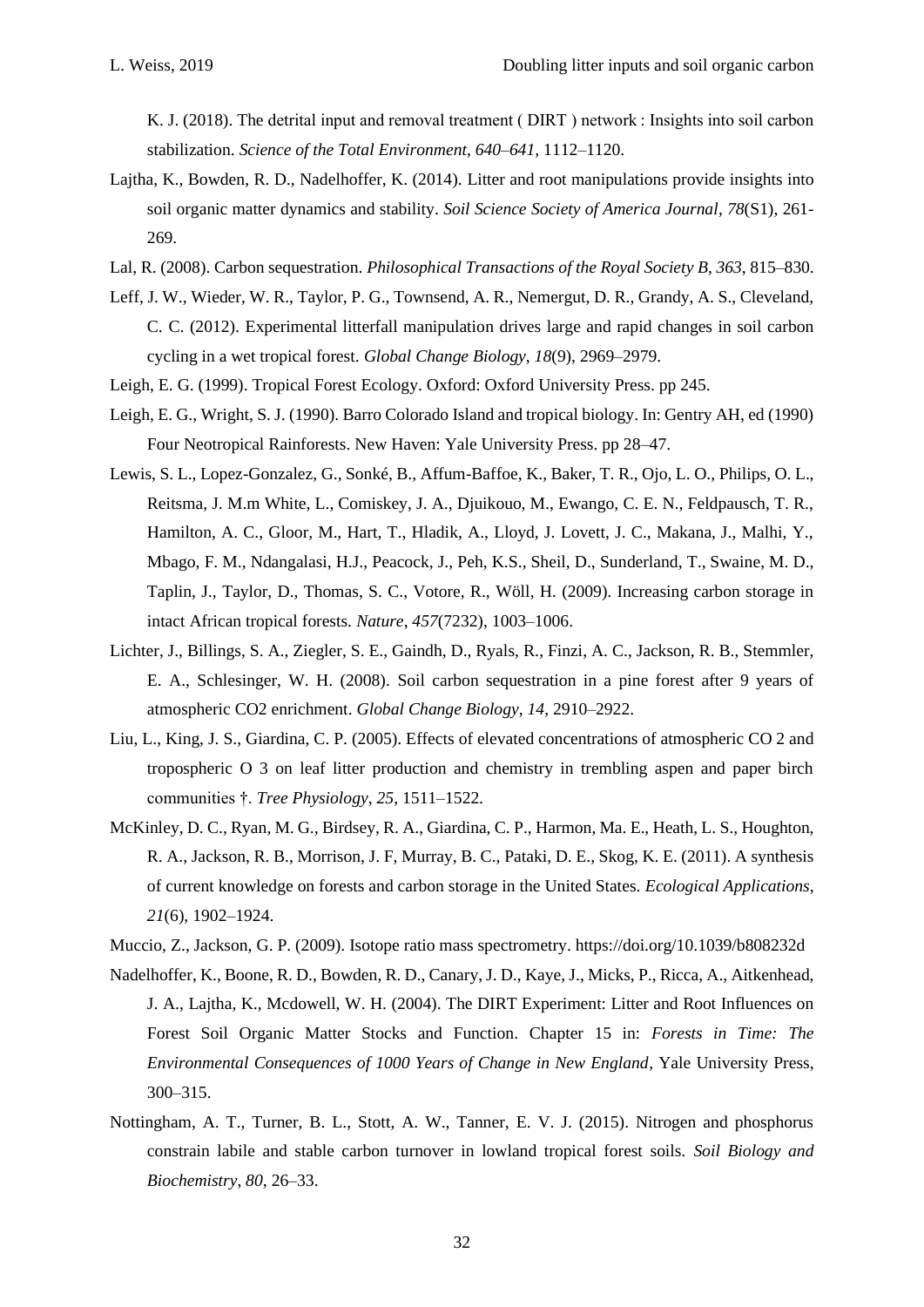K. J. (2018). The detrital input and removal treatment ( DIRT ) network : Insights into soil carbon stabilization. *Science of the Total Environment*, *640–641*, 1112–1120.

Lajtha, K., Bowden, R. D., Nadelhoffer, K. (2014). Litter and root manipulations provide insights into soil organic matter dynamics and stability. *Soil Science Society of America Journal*, *78*(S1), 261-269.

Lal, R. (2008). Carbon sequestration. *Philosophical Transactions of the Royal Society B*, *363*, 815–830.

Leff, J. W., Wieder, W. R., Taylor, P. G., Townsend, A. R., Nemergut, D. R., Grandy, A. S., Cleveland, C. C. (2012). Experimental litterfall manipulation drives large and rapid changes in soil carbon cycling in a wet tropical forest. *Global Change Biology*, *18*(9), 2969–2979.

Leigh, E. G. (1999). Tropical Forest Ecology. Oxford: Oxford University Press. pp 245.

Leigh, E. G., Wright, S. J. (1990). Barro Colorado Island and tropical biology. In: Gentry AH, ed (1990) Four Neotropical Rainforests. New Haven: Yale University Press. pp 28–47.

Lewis, S. L., Lopez-Gonzalez, G., Sonké, B., Affum-Baffoe, K., Baker, T. R., Ojo, L. O., Philips, O. L., Reitsma, J. M.m White, L., Comiskey, J. A., Djuikouo, M., Ewango, C. E. N., Feldpausch, T. R., Hamilton, A. C., Gloor, M., Hart, T., Hladik, A., Lloyd, J. Lovett, J. C., Makana, J., Malhi, Y., Mbago, F. M., Ndangalasi, H.J., Peacock, J., Peh, K.S., Sheil, D., Sunderland, T., Swaine, M. D., Taplin, J., Taylor, D., Thomas, S. C., Votore, R., Wöll, H. (2009). Increasing carbon storage in intact African tropical forests. *Nature*, *457*(7232), 1003–1006.

Lichter, J., Billings, S. A., Ziegler, S. E., Gaindh, D., Ryals, R., Finzi, A. C., Jackson, R. B., Stemmler, E. A., Schlesinger, W. H. (2008). Soil carbon sequestration in a pine forest after 9 years of atmospheric CO2 enrichment. *Global Change Biology*, *14*, 2910–2922.

Liu, L., King, J. S., Giardina, C. P. (2005). Effects of elevated concentrations of atmospheric CO 2 and tropospheric O 3 on leaf litter production and chemistry in trembling aspen and paper birch communities †. *Tree Physiology*, *25*, 1511–1522.

McKinley, D. C., Ryan, M. G., Birdsey, R. A., Giardina, C. P., Harmon, Ma. E., Heath, L. S., Houghton, R. A., Jackson, R. B., Morrison, J. F, Murray, B. C., Pataki, D. E., Skog, K. E. (2011). A synthesis of current knowledge on forests and carbon storage in the United States. *Ecological Applications*, *21*(6), 1902–1924.

Muccio, Z., Jackson, G. P. (2009). Isotope ratio mass spectrometry. https://doi.org/10.1039/b808232d

Nadelhoffer, K., Boone, R. D., Bowden, R. D., Canary, J. D., Kaye, J., Micks, P., Ricca, A., Aitkenhead, J. A., Lajtha, K., Mcdowell, W. H. (2004). The DIRT Experiment: Litter and Root Influences on Forest Soil Organic Matter Stocks and Function. Chapter 15 in: *Forests in Time: The Environmental Consequences of 1000 Years of Change in New England*, Yale University Press, 300–315.

Nottingham, A. T., Turner, B. L., Stott, A. W., Tanner, E. V. J. (2015). Nitrogen and phosphorus constrain labile and stable carbon turnover in lowland tropical forest soils. *Soil Biology and Biochemistry*, *80*, 26–33.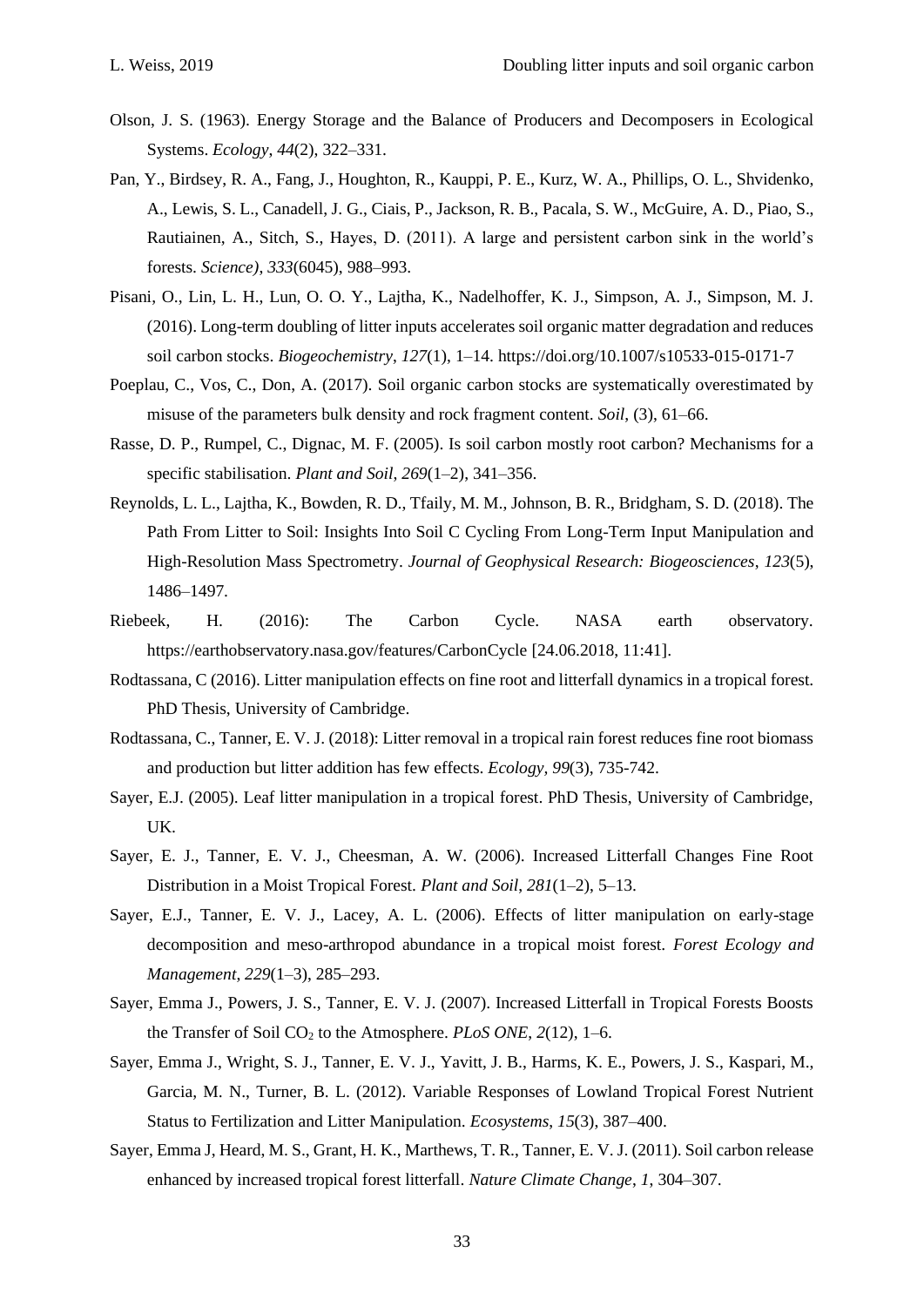Olson, J. S. (1963). Energy Storage and the Balance of Producers and Decomposers in Ecological Systems. *Ecology*, *44*(2), 322–331.

Pan, Y., Birdsey, R. A., Fang, J., Houghton, R., Kauppi, P. E., Kurz, W. A., Phillips, O. L., Shvidenko, A., Lewis, S. L., Canadell, J. G., Ciais, P., Jackson, R. B., Pacala, S. W., McGuire, A. D., Piao, S., Rautiainen, A., Sitch, S., Hayes, D. (2011). A large and persistent carbon sink in the world's forests. *Science)*, *333*(6045), 988–993.

Pisani, O., Lin, L. H., Lun, O. O. Y., Lajtha, K., Nadelhoffer, K. J., Simpson, A. J., Simpson, M. J. (2016). Long-term doubling of litter inputs accelerates soil organic matter degradation and reduces soil carbon stocks. *Biogeochemistry*, *127*(1), 1–14. https://doi.org/10.1007/s10533-015-0171-7

Poeplau, C., Vos, C., Don, A. (2017). Soil organic carbon stocks are systematically overestimated by misuse of the parameters bulk density and rock fragment content. *Soil*, (3), 61–66.

Rasse, D. P., Rumpel, C., Dignac, M. F. (2005). Is soil carbon mostly root carbon? Mechanisms for a specific stabilisation. *Plant and Soil*, *269*(1–2), 341–356.

Reynolds, L. L., Lajtha, K., Bowden, R. D., Tfaily, M. M., Johnson, B. R., Bridgham, S. D. (2018). The Path From Litter to Soil: Insights Into Soil C Cycling From Long-Term Input Manipulation and High-Resolution Mass Spectrometry. *Journal of Geophysical Research: Biogeosciences*, *123*(5), 1486–1497.

Riebeek, H. (2016): The Carbon Cycle. NASA earth observatory. https://earthobservatory.nasa.gov/features/CarbonCycle [24.06.2018, 11:41].

Rodtassana, C (2016). Litter manipulation effects on fine root and litterfall dynamics in a tropical forest. PhD Thesis, University of Cambridge.

Rodtassana, C., Tanner, E. V. J. (2018): Litter removal in a tropical rain forest reduces fine root biomass and production but litter addition has few effects. *Ecology, 99*(3), 735-742.

Sayer, E.J. (2005). Leaf litter manipulation in a tropical forest. PhD Thesis, University of Cambridge, UK.

Sayer, E. J., Tanner, E. V. J., Cheesman, A. W. (2006). Increased Litterfall Changes Fine Root Distribution in a Moist Tropical Forest. *Plant and Soil*, *281*(1–2), 5–13.

Sayer, E.J., Tanner, E. V. J., Lacey, A. L. (2006). Effects of litter manipulation on early-stage decomposition and meso-arthropod abundance in a tropical moist forest. *Forest Ecology and Management*, *229*(1–3), 285–293.

Sayer, Emma J., Powers, J. S., Tanner, E. V. J. (2007). Increased Litterfall in Tropical Forests Boosts the Transfer of Soil $CO_2$ to the Atmosphere. *PLoS ONE*, *2*(12), 1–6.

Sayer, Emma J., Wright, S. J., Tanner, E. V. J., Yavitt, J. B., Harms, K. E., Powers, J. S., Kaspari, M., Garcia, M. N., Turner, B. L. (2012). Variable Responses of Lowland Tropical Forest Nutrient Status to Fertilization and Litter Manipulation. *Ecosystems*, *15*(3), 387–400.

Sayer, Emma J, Heard, M. S., Grant, H. K., Marthews, T. R., Tanner, E. V. J. (2011). Soil carbon release enhanced by increased tropical forest litterfall. *Nature Climate Change*, *1*, 304–307.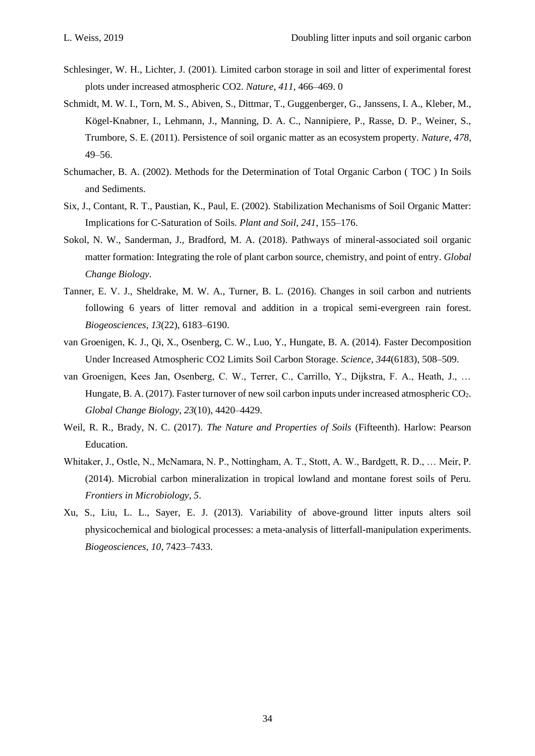Schlesinger, W. H., Lichter, J. (2001). Limited carbon storage in soil and litter of experimental forest plots under increased atmospheric CO2. *Nature*, *411*, 466–469. 0

Schmidt, M. W. I., Torn, M. S., Abiven, S., Dittmar, T., Guggenberger, G., Janssens, I. A., Kleber, M., Kögel-Knabner, I., Lehmann, J., Manning, D. A. C., Nannipiere, P., Rasse, D. P., Weiner, S., Trumbore, S. E. (2011). Persistence of soil organic matter as an ecosystem property. *Nature*, *478*, 49–56.

Schumacher, B. A. (2002). Methods for the Determination of Total Organic Carbon ( TOC ) In Soils and Sediments.

Six, J., Contant, R. T., Paustian, K., Paul, E. (2002). Stabilization Mechanisms of Soil Organic Matter: Implications for C-Saturation of Soils. *Plant and Soil*, *241*, 155–176.

Sokol, N. W., Sanderman, J., Bradford, M. A. (2018). Pathways of mineral-associated soil organic matter formation: Integrating the role of plant carbon source, chemistry, and point of entry. *Global Change Biology*.

Tanner, E. V. J., Sheldrake, M. W. A., Turner, B. L. (2016). Changes in soil carbon and nutrients following 6 years of litter removal and addition in a tropical semi-evergreen rain forest. *Biogeosciences*, *13*(22), 6183–6190.

van Groenigen, K. J., Qi, X., Osenberg, C. W., Luo, Y., Hungate, B. A. (2014). Faster Decomposition Under Increased Atmospheric CO2 Limits Soil Carbon Storage. *Science*, *344*(6183), 508–509.

van Groenigen, Kees Jan, Osenberg, C. W., Terrer, C., Carrillo, Y., Dijkstra, F. A., Heath, J., … Hungate, B. A. (2017). Faster turnover of new soil carbon inputs under increased atmospheric $CO_2$. *Global Change Biology*, *23*(10), 4420–4429.

Weil, R. R., Brady, N. C. (2017). *The Nature and Properties of Soils* (Fifteenth). Harlow: Pearson Education.

Whitaker, J., Ostle, N., McNamara, N. P., Nottingham, A. T., Stott, A. W., Bardgett, R. D., … Meir, P. (2014). Microbial carbon mineralization in tropical lowland and montane forest soils of Peru. *Frontiers in Microbiology*, *5*.

Xu, S., Liu, L. L., Sayer, E. J. (2013). Variability of above-ground litter inputs alters soil physicochemical and biological processes: a meta-analysis of litterfall-manipulation experiments. *Biogeosciences*, *10*, 7423–7433.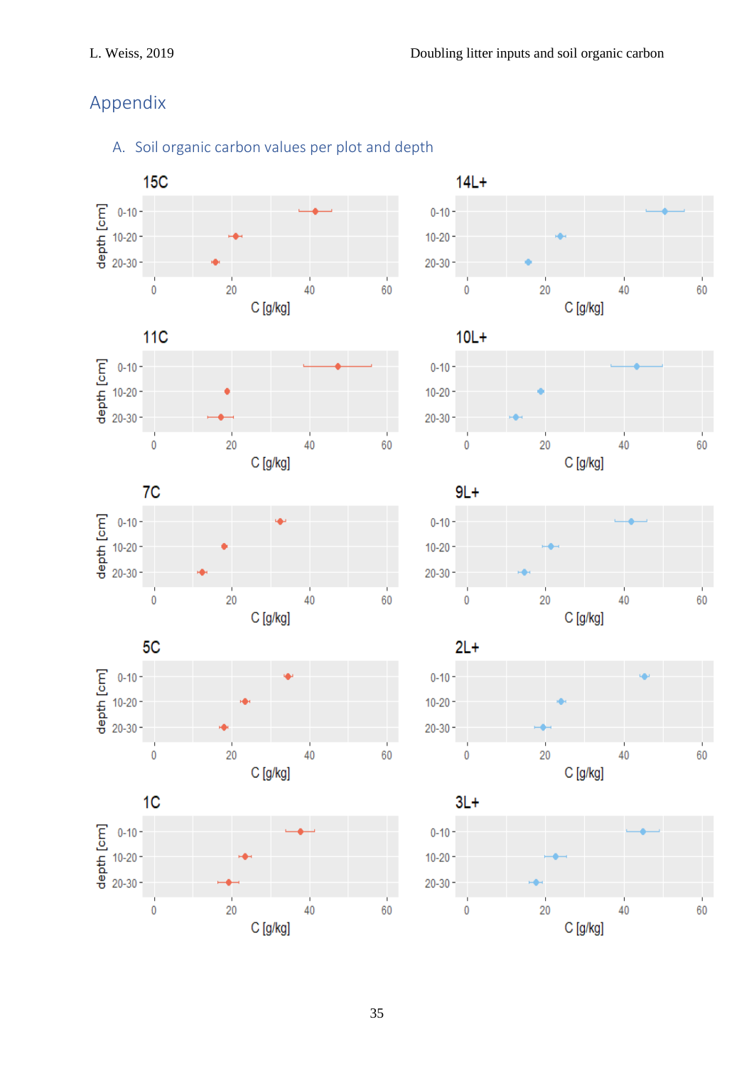# Appendix

## A. Soil organic carbon values per plot and depth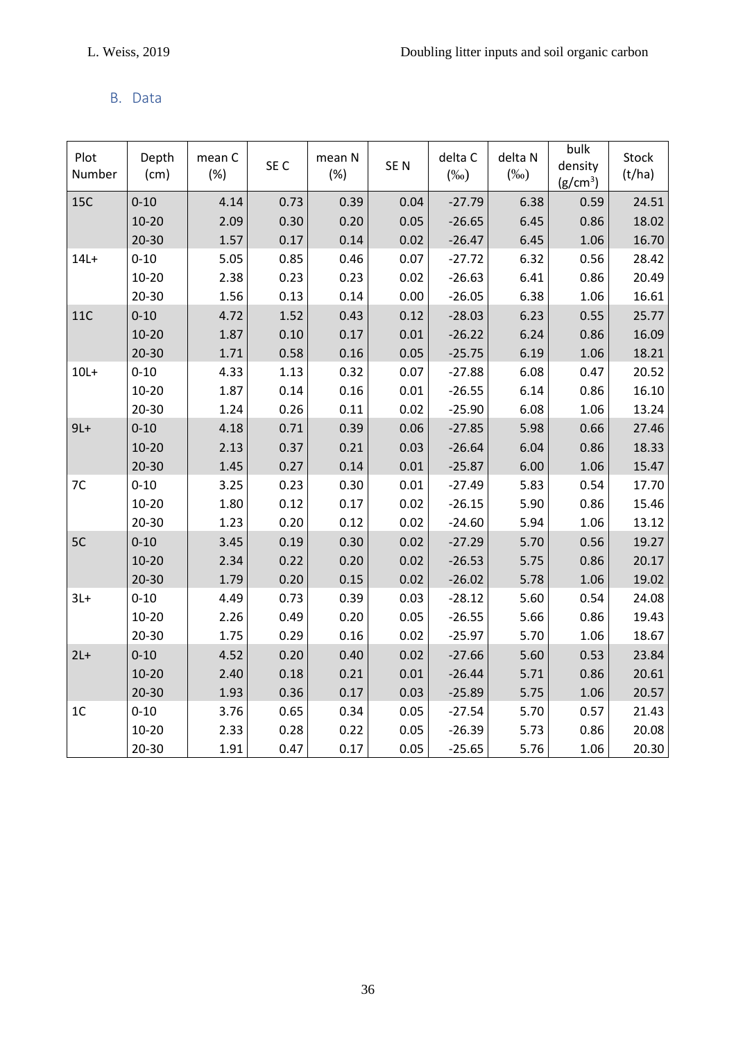## B. Data

| Plot Number | Depth (cm) | mean C (%) | SE C | mean N (%) | SE N | delta C (‰) | delta N (‰) | bulk density ($g/cm^3$) | Stock (t/ha) |
|---|---|---|---|---|---|---|---|---|---|
| 15C | 0-10 | 4.14 | 0.73 | 0.39 | 0.04 | -27.79 | 6.38 | 0.59 | 24.51 |
| | 10-20 | 2.09 | 0.30 | 0.20 | 0.05 | -26.65 | 6.45 | 0.86 | 18.02 |
| | 20-30 | 1.57 | 0.17 | 0.14 | 0.02 | -26.47 | 6.45 | 1.06 | 16.70 |
| 14L+ | 0-10 | 5.05 | 0.85 | 0.46 | 0.07 | -27.72 | 6.32 | 0.56 | 28.42 |
| | 10-20 | 2.38 | 0.23 | 0.23 | 0.02 | -26.63 | 6.41 | 0.86 | 20.49 |
| | 20-30 | 1.56 | 0.13 | 0.14 | 0.00 | -26.05 | 6.38 | 1.06 | 16.61 |
| 11C | 0-10 | 4.72 | 1.52 | 0.43 | 0.12 | -28.03 | 6.23 | 0.55 | 25.77 |
| | 10-20 | 1.87 | 0.10 | 0.17 | 0.01 | -26.22 | 6.24 | 0.86 | 16.09 |
| | 20-30 | 1.71 | 0.58 | 0.16 | 0.05 | -25.75 | 6.19 | 1.06 | 18.21 |
| 10L+ | 0-10 | 4.33 | 1.13 | 0.32 | 0.07 | -27.88 | 6.08 | 0.47 | 20.52 |
| | 10-20 | 1.87 | 0.14 | 0.16 | 0.01 | -26.55 | 6.14 | 0.86 | 16.10 |
| | 20-30 | 1.24 | 0.26 | 0.11 | 0.02 | -25.90 | 6.08 | 1.06 | 13.24 |
| 9L+ | 0-10 | 4.18 | 0.71 | 0.39 | 0.06 | -27.85 | 5.98 | 0.66 | 27.46 |
| | 10-20 | 2.13 | 0.37 | 0.21 | 0.03 | -26.64 | 6.04 | 0.86 | 18.33 |
| | 20-30 | 1.45 | 0.27 | 0.14 | 0.01 | -25.87 | 6.00 | 1.06 | 15.47 |
| 7C | 0-10 | 3.25 | 0.23 | 0.30 | 0.01 | -27.49 | 5.83 | 0.54 | 17.70 |
| | 10-20 | 1.80 | 0.12 | 0.17 | 0.02 | -26.15 | 5.90 | 0.86 | 15.46 |
| | 20-30 | 1.23 | 0.20 | 0.12 | 0.02 | -24.60 | 5.94 | 1.06 | 13.12 |
| 5C | 0-10 | 3.45 | 0.19 | 0.30 | 0.02 | -27.29 | 5.70 | 0.56 | 19.27 |
| | 10-20 | 2.34 | 0.22 | 0.20 | 0.02 | -26.53 | 5.75 | 0.86 | 20.17 |
| | 20-30 | 1.79 | 0.20 | 0.15 | 0.02 | -26.02 | 5.78 | 1.06 | 19.02 |
| 3L+ | 0-10 | 4.49 | 0.73 | 0.39 | 0.03 | -28.12 | 5.60 | 0.54 | 24.08 |
| | 10-20 | 2.26 | 0.49 | 0.20 | 0.05 | -26.55 | 5.66 | 0.86 | 19.43 |
| | 20-30 | 1.75 | 0.29 | 0.16 | 0.02 | -25.97 | 5.70 | 1.06 | 18.67 |
| 2L+ | 0-10 | 4.52 | 0.20 | 0.40 | 0.02 | -27.66 | 5.60 | 0.53 | 23.84 |
| | 10-20 | 2.40 | 0.18 | 0.21 | 0.01 | -26.44 | 5.71 | 0.86 | 20.61 |
| | 20-30 | 1.93 | 0.36 | 0.17 | 0.03 | -25.89 | 5.75 | 1.06 | 20.57 |
| 1C | 0-10 | 3.76 | 0.65 | 0.34 | 0.05 | -27.54 | 5.70 | 0.57 | 21.43 |
| | 10-20 | 2.33 | 0.28 | 0.22 | 0.05 | -26.39 | 5.73 | 0.86 | 20.08 |
| | 20-30 | 1.91 | 0.47 | 0.17 | 0.05 | -25.65 | 5.76 | 1.06 | 20.30 |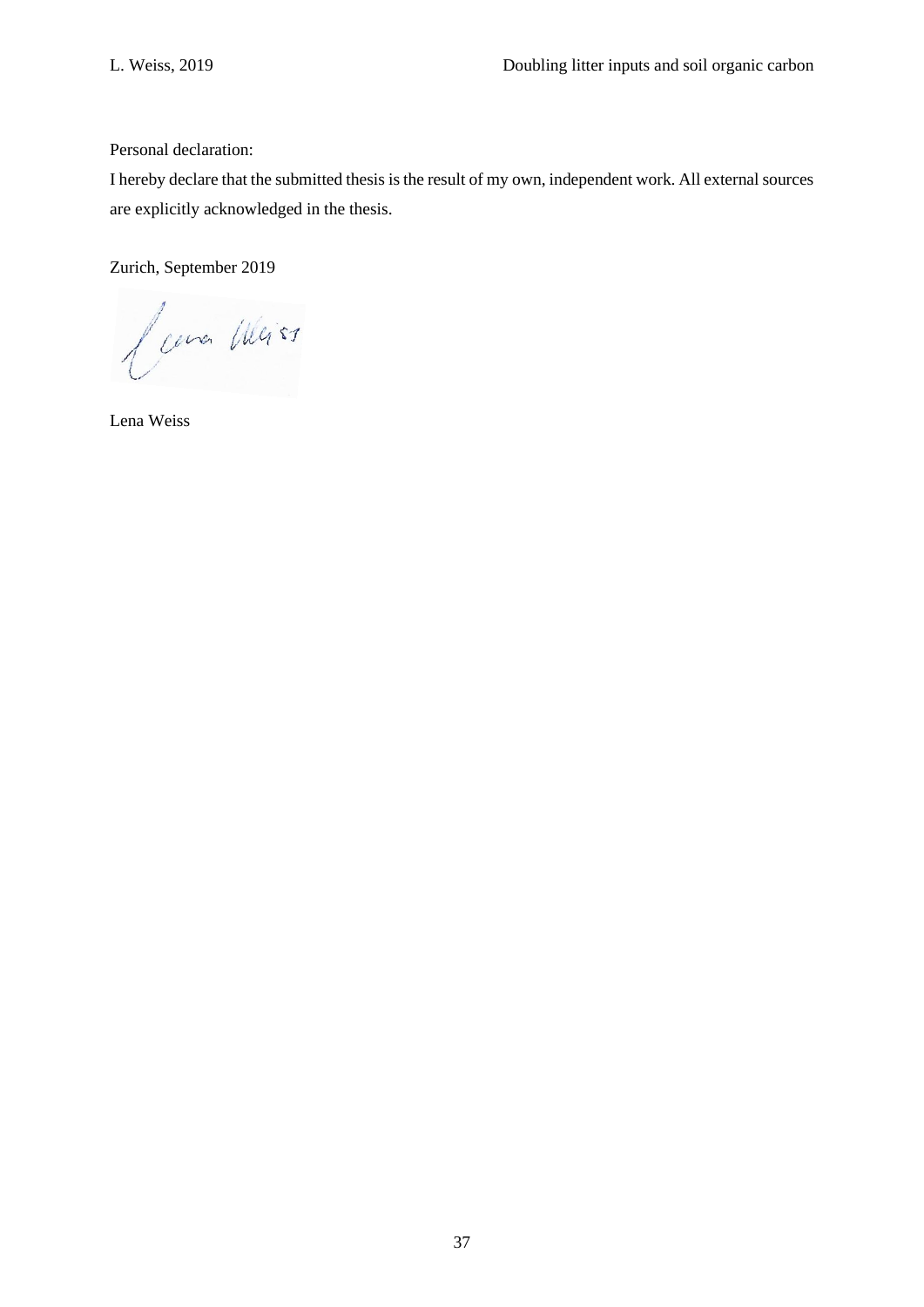Personal declaration:

I hereby declare that the submitted thesis is the result of my own, independent work. All external sources are explicitly acknowledged in the thesis.

Zurich, September 2019

Lena Weiss